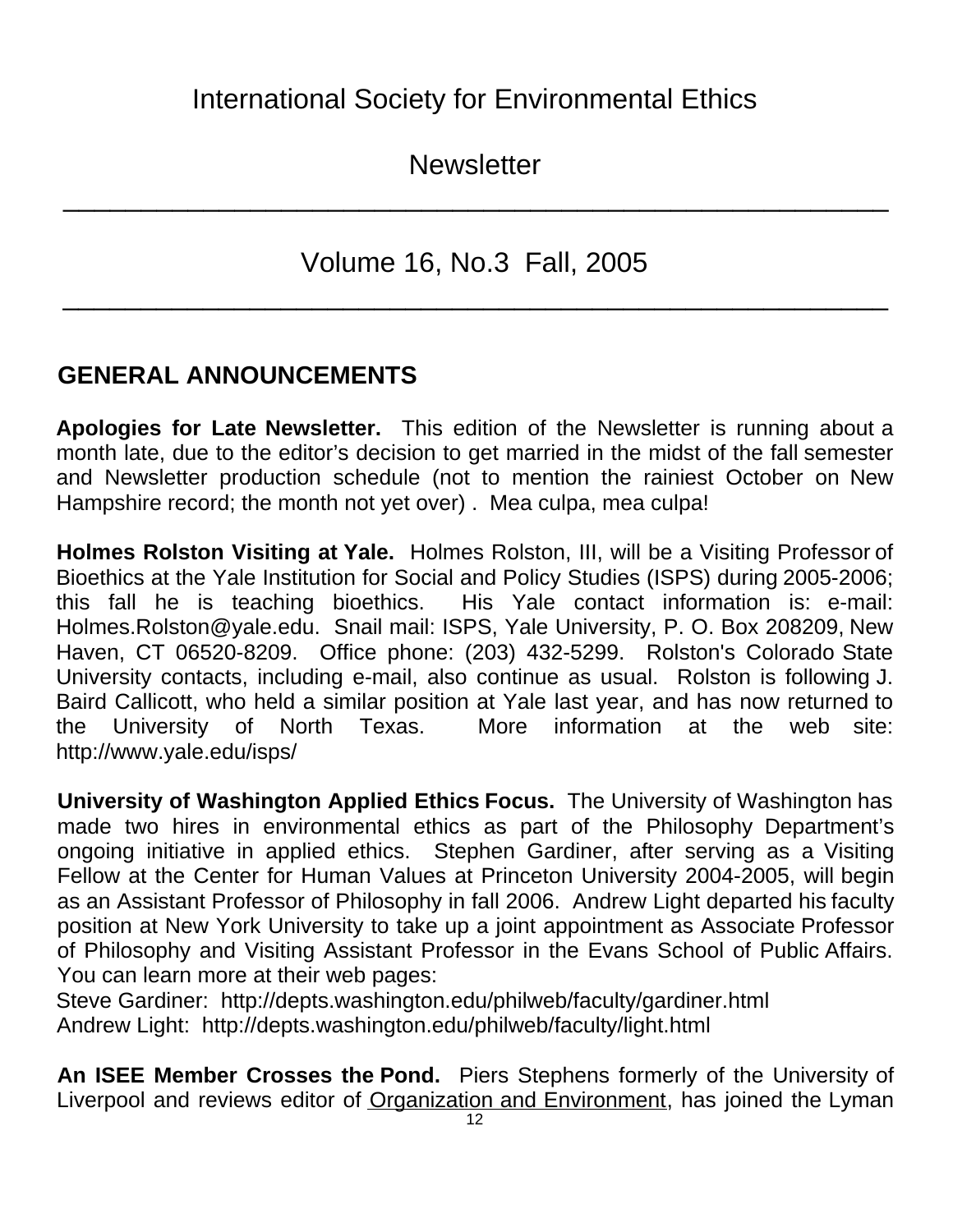# International Society for Environmental Ethics

# Newsletter

---

## Volume 16, No.3 Fall, 2005

---

## GENERAL ANNOUNCEMENTS

**Apologies for Late Newsletter.** This edition of the Newsletter is running about a month late, due to the editor's decision to get married in the midst of the fall semester and Newsletter production schedule (not to mention the rainiest October on New Hampshire record; the month not yet over) . Mea culpa, mea culpa!

**Holmes Rolston Visiting at Yale.** Holmes Rolston, III, will be a Visiting Professor of Bioethics at the Yale Institution for Social and Policy Studies (ISPS) during 2005-2006; this fall he is teaching bioethics. His Yale contact information is: e-mail: Holmes.Rolston@yale.edu. Snail mail: ISPS, Yale University, P. O. Box 208209, New Haven, CT 06520-8209. Office phone: (203) 432-5299. Rolston's Colorado State University contacts, including e-mail, also continue as usual. Rolston is following J. Baird Callicott, who held a similar position at Yale last year, and has now returned to the University of North Texas. More information at the web site: http://www.yale.edu/isps/

**University of Washington Applied Ethics Focus.** The University of Washington has made two hires in environmental ethics as part of the Philosophy Department's ongoing initiative in applied ethics. Stephen Gardiner, after serving as a Visiting Fellow at the Center for Human Values at Princeton University 2004-2005, will begin as an Assistant Professor of Philosophy in fall 2006. Andrew Light departed his faculty position at New York University to take up a joint appointment as Associate Professor of Philosophy and Visiting Assistant Professor in the Evans School of Public Affairs. You can learn more at their web pages:
Steve Gardiner: http://depts.washington.edu/philweb/faculty/gardiner.html
Andrew Light: http://depts.washington.edu/philweb/faculty/light.html

**An ISEE Member Crosses the Pond.** Piers Stephens formerly of the University of Liverpool and reviews editor of Organization and Environment, has joined the Lyman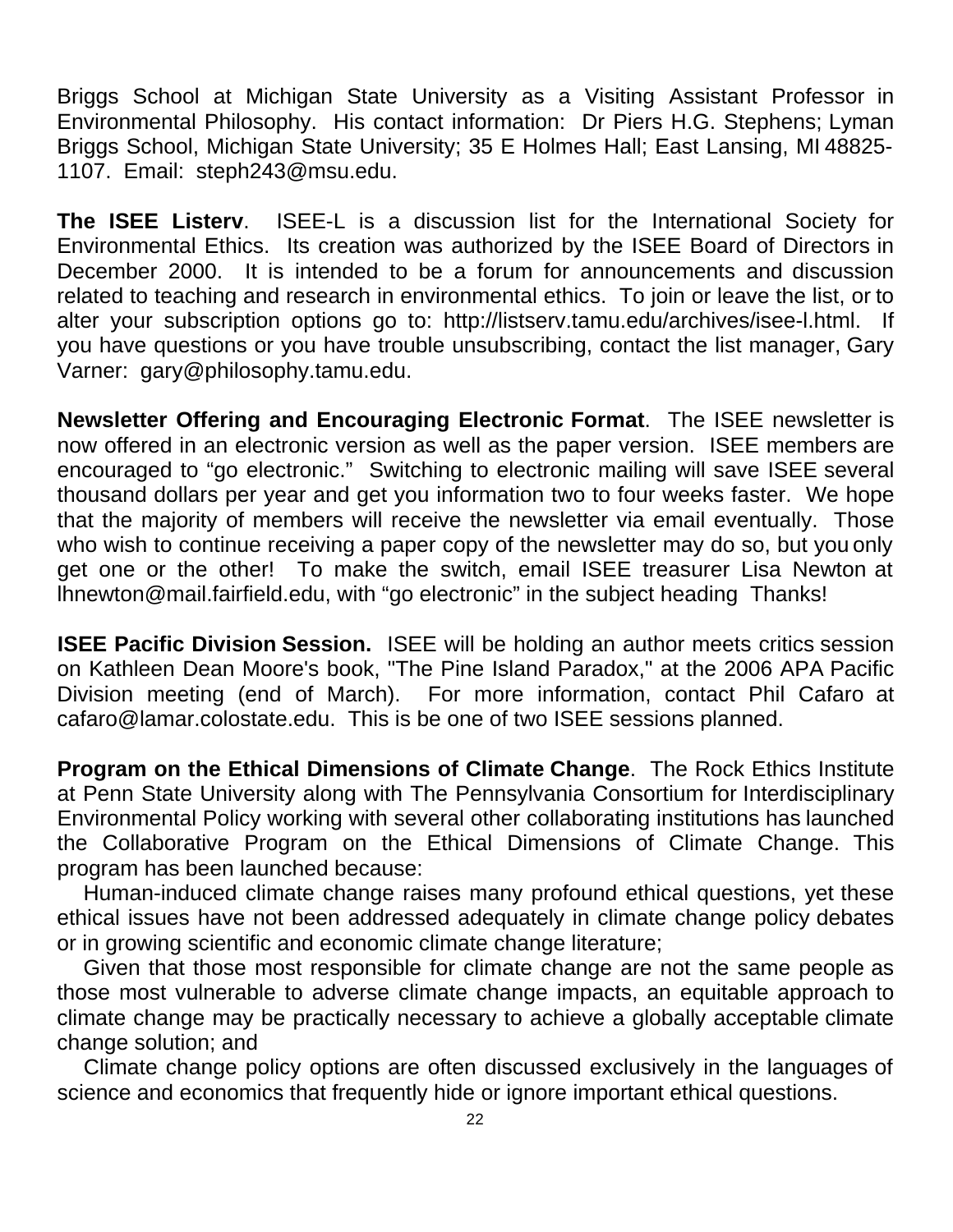Briggs School at Michigan State University as a Visiting Assistant Professor in Environmental Philosophy. His contact information: Dr Piers H.G. Stephens; Lyman Briggs School, Michigan State University; 35 E Holmes Hall; East Lansing, MI 48825-1107. Email: steph243@msu.edu.

**The ISEE Listerv**. ISEE-L is a discussion list for the International Society for Environmental Ethics. Its creation was authorized by the ISEE Board of Directors in December 2000. It is intended to be a forum for announcements and discussion related to teaching and research in environmental ethics. To join or leave the list, or to alter your subscription options go to: http://listserv.tamu.edu/archives/isee-l.html. If you have questions or you have trouble unsubscribing, contact the list manager, Gary Varner: gary@philosophy.tamu.edu.

**Newsletter Offering and Encouraging Electronic Format**. The ISEE newsletter is now offered in an electronic version as well as the paper version. ISEE members are encouraged to "go electronic." Switching to electronic mailing will save ISEE several thousand dollars per year and get you information two to four weeks faster. We hope that the majority of members will receive the newsletter via email eventually. Those who wish to continue receiving a paper copy of the newsletter may do so, but you only get one or the other! To make the switch, email ISEE treasurer Lisa Newton at lhnewton@mail.fairfield.edu, with "go electronic" in the subject heading Thanks!

**ISEE Pacific Division Session.** ISEE will be holding an author meets critics session on Kathleen Dean Moore's book, "The Pine Island Paradox," at the 2006 APA Pacific Division meeting (end of March). For more information, contact Phil Cafaro at cafaro@lamar.colostate.edu. This is be one of two ISEE sessions planned.

**Program on the Ethical Dimensions of Climate Change**. The Rock Ethics Institute at Penn State University along with The Pennsylvania Consortium for Interdisciplinary Environmental Policy working with several other collaborating institutions has launched the Collaborative Program on the Ethical Dimensions of Climate Change. This program has been launched because:

Human-induced climate change raises many profound ethical questions, yet these ethical issues have not been addressed adequately in climate change policy debates or in growing scientific and economic climate change literature;

Given that those most responsible for climate change are not the same people as those most vulnerable to adverse climate change impacts, an equitable approach to climate change may be practically necessary to achieve a globally acceptable climate change solution; and

Climate change policy options are often discussed exclusively in the languages of science and economics that frequently hide or ignore important ethical questions.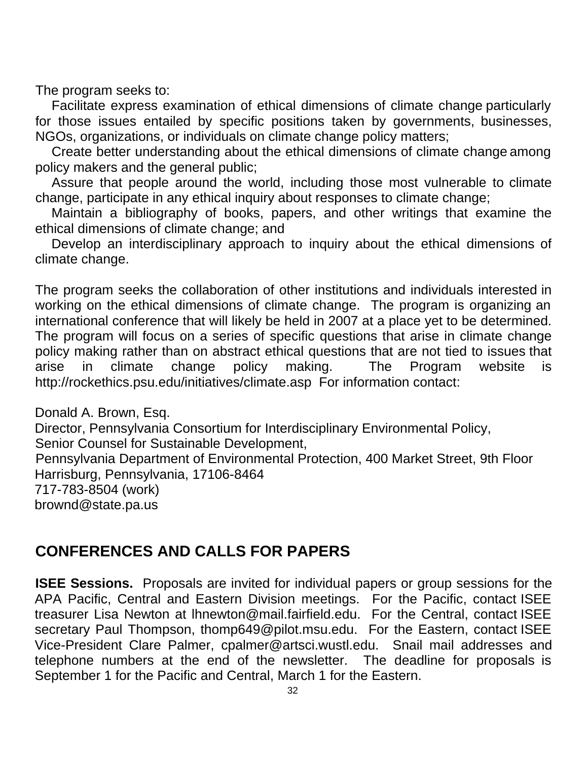The program seeks to:

Facilitate express examination of ethical dimensions of climate change particularly for those issues entailed by specific positions taken by governments, businesses, NGOs, organizations, or individuals on climate change policy matters;

Create better understanding about the ethical dimensions of climate change among policy makers and the general public;

Assure that people around the world, including those most vulnerable to climate change, participate in any ethical inquiry about responses to climate change;

Maintain a bibliography of books, papers, and other writings that examine the ethical dimensions of climate change; and

Develop an interdisciplinary approach to inquiry about the ethical dimensions of climate change.

The program seeks the collaboration of other institutions and individuals interested in working on the ethical dimensions of climate change. The program is organizing an international conference that will likely be held in 2007 at a place yet to be determined. The program will focus on a series of specific questions that arise in climate change policy making rather than on abstract ethical questions that are not tied to issues that arise in climate change policy making. The Program website is http://rockethics.psu.edu/initiatives/climate.asp For information contact:

Donald A. Brown, Esq.
Director, Pennsylvania Consortium for Interdisciplinary Environmental Policy,
Senior Counsel for Sustainable Development,
Pennsylvania Department of Environmental Protection, 400 Market Street, 9th Floor
Harrisburg, Pennsylvania, 17106-8464
717-783-8504 (work)
brownd@state.pa.us

## CONFERENCES AND CALLS FOR PAPERS

**ISEE Sessions.** Proposals are invited for individual papers or group sessions for the APA Pacific, Central and Eastern Division meetings. For the Pacific, contact ISEE treasurer Lisa Newton at lhnewton@mail.fairfield.edu. For the Central, contact ISEE secretary Paul Thompson, thomp649@pilot.msu.edu. For the Eastern, contact ISEE Vice-President Clare Palmer, cpalmer@artsci.wustl.edu. Snail mail addresses and telephone numbers at the end of the newsletter. The deadline for proposals is September 1 for the Pacific and Central, March 1 for the Eastern.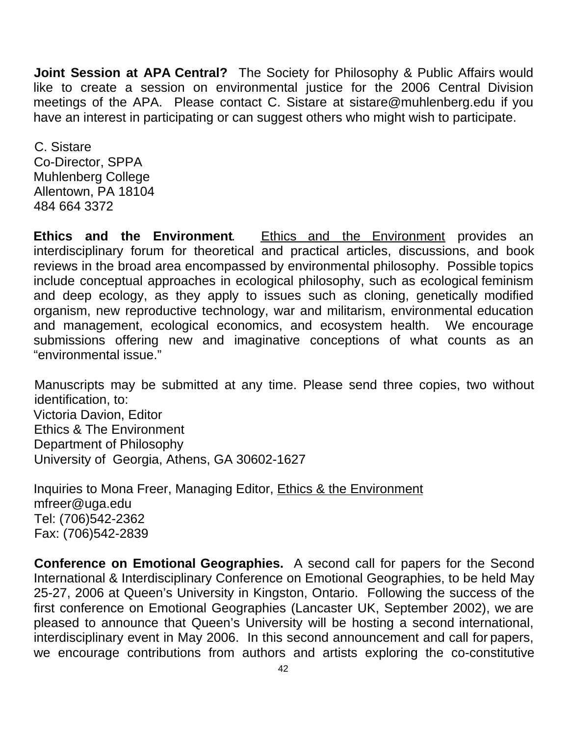**Joint Session at APA Central?** The Society for Philosophy & Public Affairs would like to create a session on environmental justice for the 2006 Central Division meetings of the APA. Please contact C. Sistare at sistare@muhlenberg.edu if you have an interest in participating or can suggest others who might wish to participate.

C. Sistare
Co-Director, SPPA
Muhlenberg College
Allentown, PA 18104
484 664 3372

**Ethics and the Environment**. Ethics and the Environment provides an interdisciplinary forum for theoretical and practical articles, discussions, and book reviews in the broad area encompassed by environmental philosophy. Possible topics include conceptual approaches in ecological philosophy, such as ecological feminism and deep ecology, as they apply to issues such as cloning, genetically modified organism, new reproductive technology, war and militarism, environmental education and management, ecological economics, and ecosystem health. We encourage submissions offering new and imaginative conceptions of what counts as an "environmental issue."

Manuscripts may be submitted at any time. Please send three copies, two without identification, to:
Victoria Davion, Editor
Ethics & The Environment
Department of Philosophy
University of Georgia, Athens, GA 30602-1627

Inquiries to Mona Freer, Managing Editor, Ethics & the Environment
mfreer@uga.edu
Tel: (706)542-2362
Fax: (706)542-2839

**Conference on Emotional Geographies.** A second call for papers for the Second International & Interdisciplinary Conference on Emotional Geographies, to be held May 25-27, 2006 at Queen's University in Kingston, Ontario. Following the success of the first conference on Emotional Geographies (Lancaster UK, September 2002), we are pleased to announce that Queen's University will be hosting a second international, interdisciplinary event in May 2006. In this second announcement and call for papers, we encourage contributions from authors and artists exploring the co-constitutive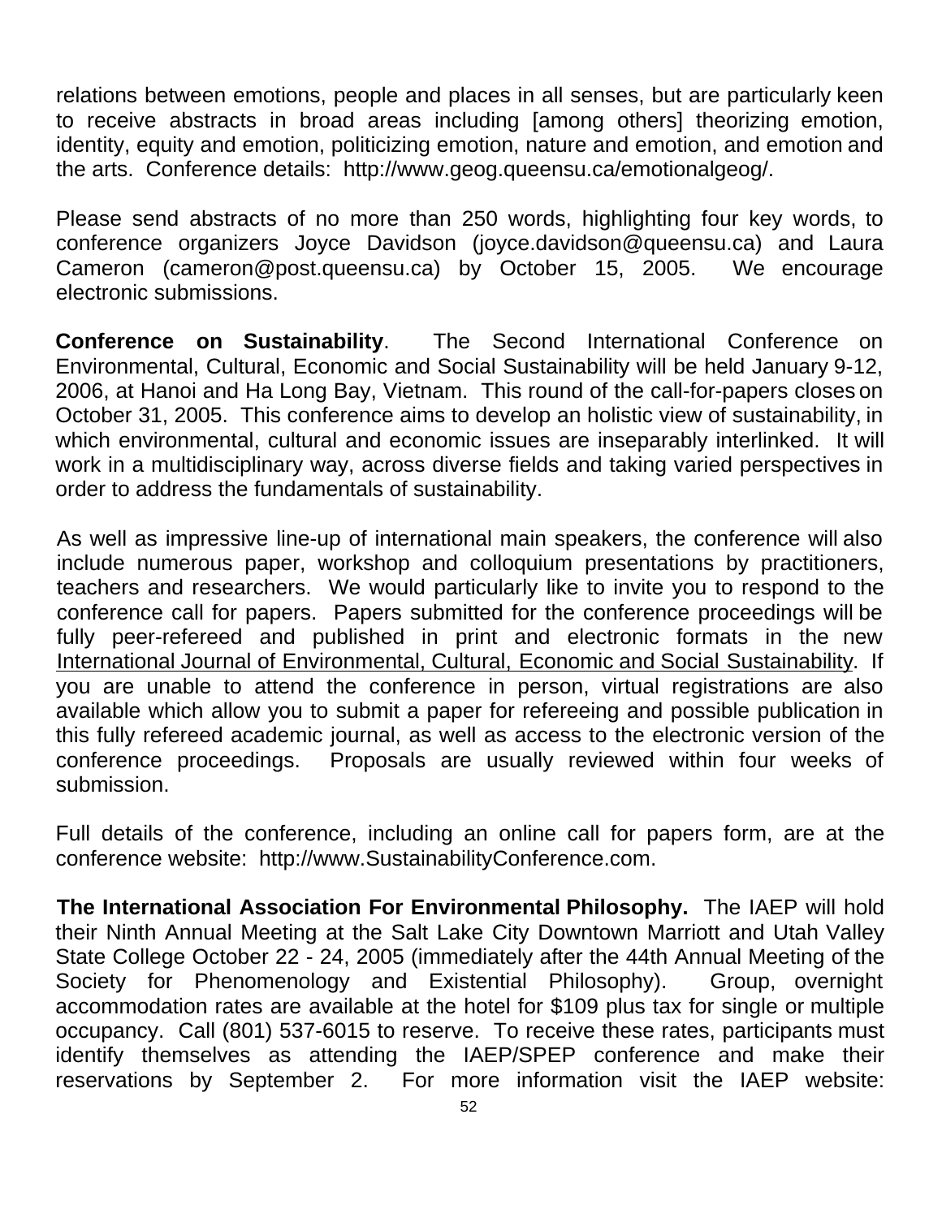relations between emotions, people and places in all senses, but are particularly keen to receive abstracts in broad areas including [among others] theorizing emotion, identity, equity and emotion, politicizing emotion, nature and emotion, and emotion and the arts. Conference details: http://www.geog.queensu.ca/emotionalgeog/.

Please send abstracts of no more than 250 words, highlighting four key words, to conference organizers Joyce Davidson (joyce.davidson@queensu.ca) and Laura Cameron (cameron@post.queensu.ca) by October 15, 2005. We encourage electronic submissions.

**Conference on Sustainability**. The Second International Conference on Environmental, Cultural, Economic and Social Sustainability will be held January 9-12, 2006, at Hanoi and Ha Long Bay, Vietnam. This round of the call-for-papers closes on October 31, 2005. This conference aims to develop an holistic view of sustainability, in which environmental, cultural and economic issues are inseparably interlinked. It will work in a multidisciplinary way, across diverse fields and taking varied perspectives in order to address the fundamentals of sustainability.

As well as impressive line-up of international main speakers, the conference will also include numerous paper, workshop and colloquium presentations by practitioners, teachers and researchers. We would particularly like to invite you to respond to the conference call for papers. Papers submitted for the conference proceedings will be fully peer-refereed and published in print and electronic formats in the new International Journal of Environmental, Cultural, Economic and Social Sustainability. If you are unable to attend the conference in person, virtual registrations are also available which allow you to submit a paper for refereeing and possible publication in this fully refereed academic journal, as well as access to the electronic version of the conference proceedings. Proposals are usually reviewed within four weeks of submission.

Full details of the conference, including an online call for papers form, are at the conference website: http://www.SustainabilityConference.com.

**The International Association For Environmental Philosophy.** The IAEP will hold their Ninth Annual Meeting at the Salt Lake City Downtown Marriott and Utah Valley State College October 22 - 24, 2005 (immediately after the 44th Annual Meeting of the Society for Phenomenology and Existential Philosophy). Group, overnight accommodation rates are available at the hotel for $109 plus tax for single or multiple occupancy. Call (801) 537-6015 to reserve. To receive these rates, participants must identify themselves as attending the IAEP/SPEP conference and make their reservations by September 2. For more information visit the IAEP website: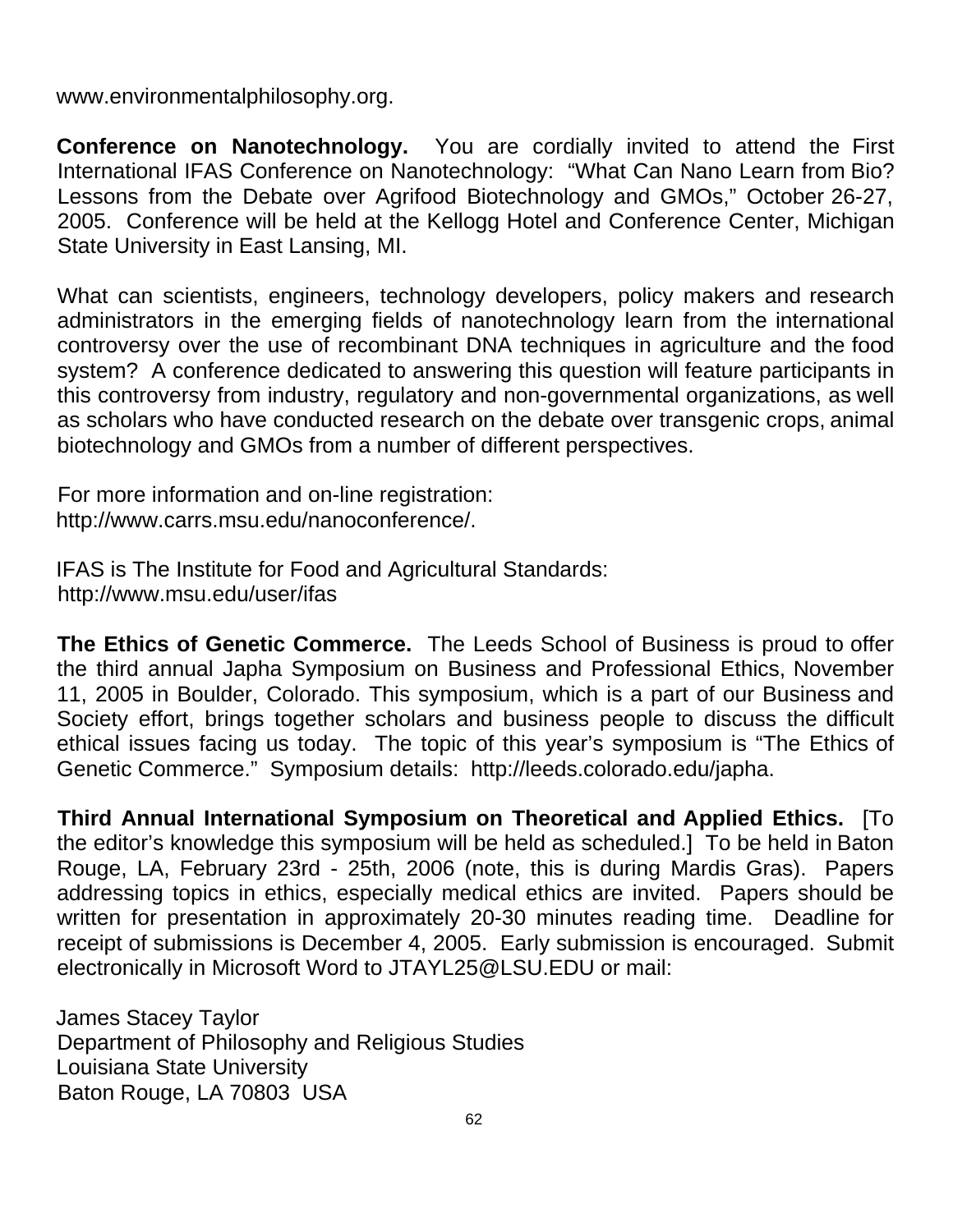www.environmentalphilosophy.org.

**Conference on Nanotechnology.** You are cordially invited to attend the First International IFAS Conference on Nanotechnology: "What Can Nano Learn from Bio? Lessons from the Debate over Agrifood Biotechnology and GMOs," October 26-27, 2005. Conference will be held at the Kellogg Hotel and Conference Center, Michigan State University in East Lansing, MI.

What can scientists, engineers, technology developers, policy makers and research administrators in the emerging fields of nanotechnology learn from the international controversy over the use of recombinant DNA techniques in agriculture and the food system? A conference dedicated to answering this question will feature participants in this controversy from industry, regulatory and non-governmental organizations, as well as scholars who have conducted research on the debate over transgenic crops, animal biotechnology and GMOs from a number of different perspectives.

For more information and on-line registration:
http://www.carrs.msu.edu/nanoconference/.

IFAS is The Institute for Food and Agricultural Standards:
http://www.msu.edu/user/ifas

**The Ethics of Genetic Commerce.** The Leeds School of Business is proud to offer the third annual Japha Symposium on Business and Professional Ethics, November 11, 2005 in Boulder, Colorado. This symposium, which is a part of our Business and Society effort, brings together scholars and business people to discuss the difficult ethical issues facing us today. The topic of this year's symposium is "The Ethics of Genetic Commerce." Symposium details: http://leeds.colorado.edu/japha.

**Third Annual International Symposium on Theoretical and Applied Ethics.** [To the editor's knowledge this symposium will be held as scheduled.] To be held in Baton Rouge, LA, February 23rd - 25th, 2006 (note, this is during Mardis Gras). Papers addressing topics in ethics, especially medical ethics are invited. Papers should be written for presentation in approximately 20-30 minutes reading time. Deadline for receipt of submissions is December 4, 2005. Early submission is encouraged. Submit electronically in Microsoft Word to JTAYL25@LSU.EDU or mail:

James Stacey Taylor
Department of Philosophy and Religious Studies
Louisiana State University
Baton Rouge, LA 70803 USA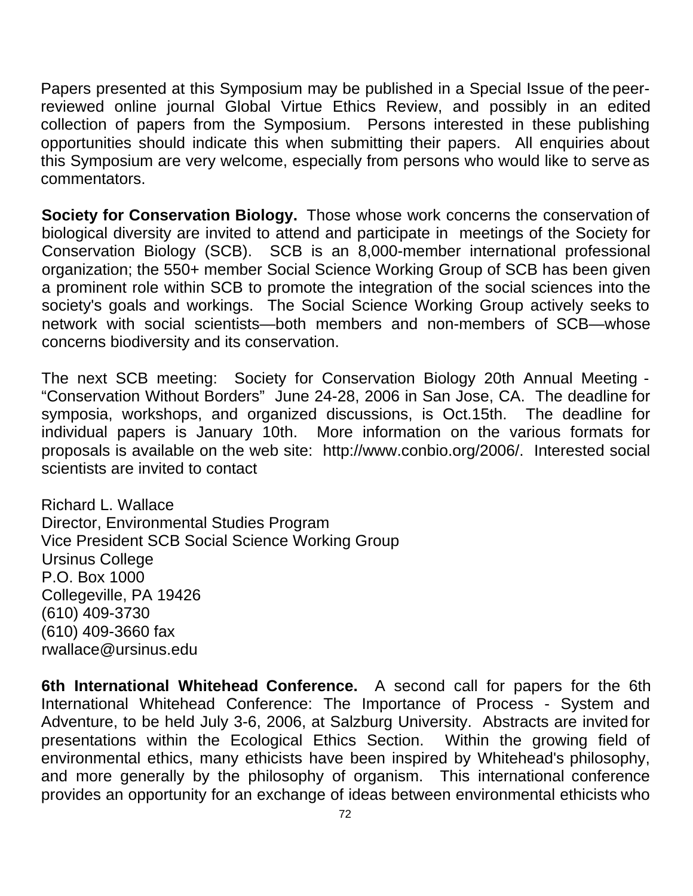Papers presented at this Symposium may be published in a Special Issue of the peer-reviewed online journal Global Virtue Ethics Review, and possibly in an edited collection of papers from the Symposium. Persons interested in these publishing opportunities should indicate this when submitting their papers. All enquiries about this Symposium are very welcome, especially from persons who would like to serve as commentators.

**Society for Conservation Biology.** Those whose work concerns the conservation of biological diversity are invited to attend and participate in meetings of the Society for Conservation Biology (SCB). SCB is an 8,000-member international professional organization; the 550+ member Social Science Working Group of SCB has been given a prominent role within SCB to promote the integration of the social sciences into the society's goals and workings. The Social Science Working Group actively seeks to network with social scientists—both members and non-members of SCB—whose concerns biodiversity and its conservation.

The next SCB meeting: Society for Conservation Biology 20th Annual Meeting - "Conservation Without Borders" June 24-28, 2006 in San Jose, CA. The deadline for symposia, workshops, and organized discussions, is Oct.15th. The deadline for individual papers is January 10th. More information on the various formats for proposals is available on the web site: http://www.conbio.org/2006/. Interested social scientists are invited to contact

Richard L. Wallace
Director, Environmental Studies Program
Vice President SCB Social Science Working Group
Ursinus College
P.O. Box 1000
Collegeville, PA 19426
(610) 409-3730
(610) 409-3660 fax
rwallace@ursinus.edu

**6th International Whitehead Conference.** A second call for papers for the 6th International Whitehead Conference: The Importance of Process - System and Adventure, to be held July 3-6, 2006, at Salzburg University. Abstracts are invited for presentations within the Ecological Ethics Section. Within the growing field of environmental ethics, many ethicists have been inspired by Whitehead's philosophy, and more generally by the philosophy of organism. This international conference provides an opportunity for an exchange of ideas between environmental ethicists who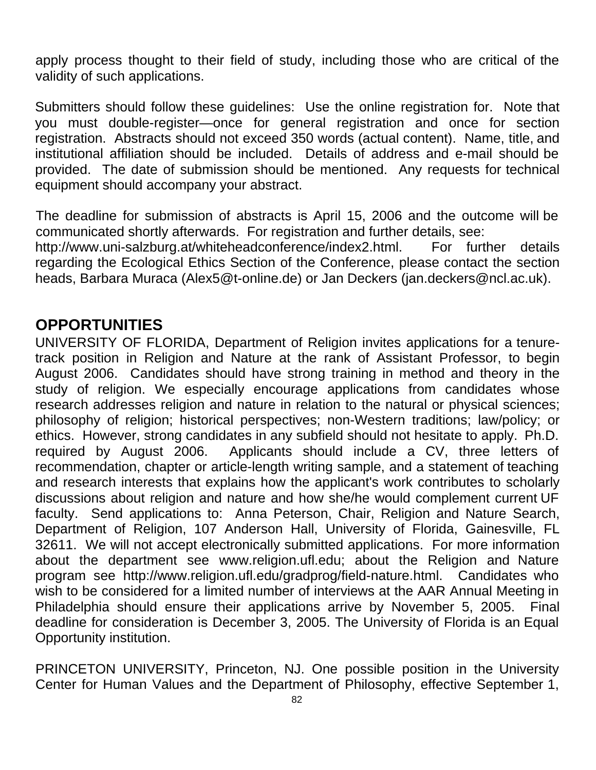apply process thought to their field of study, including those who are critical of the validity of such applications.

Submitters should follow these guidelines: Use the online registration for. Note that you must double-register—once for general registration and once for section registration. Abstracts should not exceed 350 words (actual content). Name, title, and institutional affiliation should be included. Details of address and e-mail should be provided. The date of submission should be mentioned. Any requests for technical equipment should accompany your abstract.

The deadline for submission of abstracts is April 15, 2006 and the outcome will be communicated shortly afterwards. For registration and further details, see: http://www.uni-salzburg.at/whiteheadconference/index2.html. For further details regarding the Ecological Ethics Section of the Conference, please contact the section heads, Barbara Muraca (Alex5@t-online.de) or Jan Deckers (jan.deckers@ncl.ac.uk).

## OPPORTUNITIES

UNIVERSITY OF FLORIDA, Department of Religion invites applications for a tenure-track position in Religion and Nature at the rank of Assistant Professor, to begin August 2006. Candidates should have strong training in method and theory in the study of religion. We especially encourage applications from candidates whose research addresses religion and nature in relation to the natural or physical sciences; philosophy of religion; historical perspectives; non-Western traditions; law/policy; or ethics. However, strong candidates in any subfield should not hesitate to apply. Ph.D. required by August 2006. Applicants should include a CV, three letters of recommendation, chapter or article-length writing sample, and a statement of teaching and research interests that explains how the applicant's work contributes to scholarly discussions about religion and nature and how she/he would complement current UF faculty. Send applications to: Anna Peterson, Chair, Religion and Nature Search, Department of Religion, 107 Anderson Hall, University of Florida, Gainesville, FL 32611. We will not accept electronically submitted applications. For more information about the department see www.religion.ufl.edu; about the Religion and Nature program see http://www.religion.ufl.edu/gradprog/field-nature.html. Candidates who wish to be considered for a limited number of interviews at the AAR Annual Meeting in Philadelphia should ensure their applications arrive by November 5, 2005. Final deadline for consideration is December 3, 2005. The University of Florida is an Equal Opportunity institution.

PRINCETON UNIVERSITY, Princeton, NJ. One possible position in the University Center for Human Values and the Department of Philosophy, effective September 1,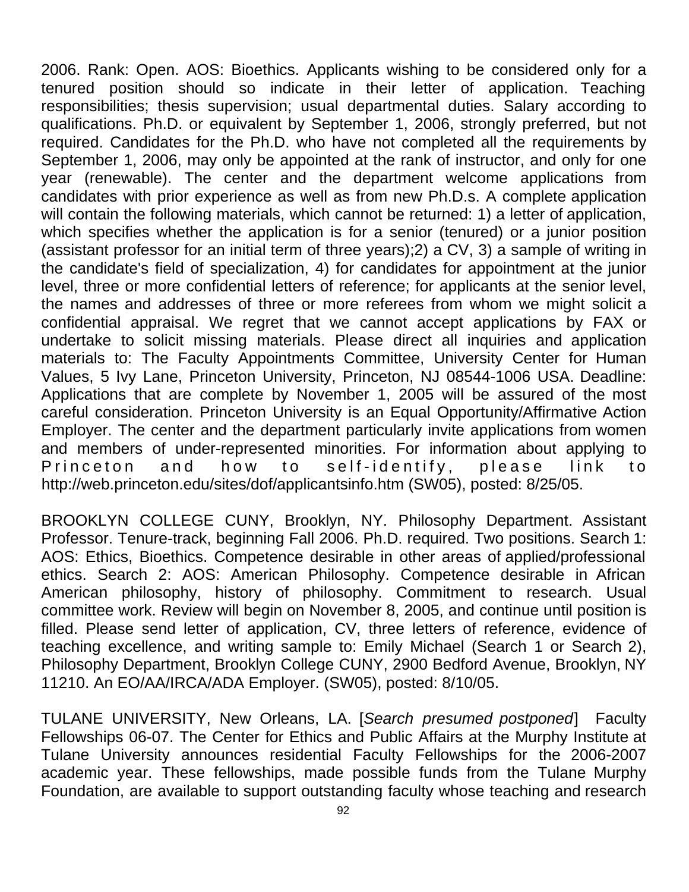2006. Rank: Open. AOS: Bioethics. Applicants wishing to be considered only for a tenured position should so indicate in their letter of application. Teaching responsibilities; thesis supervision; usual departmental duties. Salary according to qualifications. Ph.D. or equivalent by September 1, 2006, strongly preferred, but not required. Candidates for the Ph.D. who have not completed all the requirements by September 1, 2006, may only be appointed at the rank of instructor, and only for one year (renewable). The center and the department welcome applications from candidates with prior experience as well as from new Ph.D.s. A complete application will contain the following materials, which cannot be returned: 1) a letter of application, which specifies whether the application is for a senior (tenured) or a junior position (assistant professor for an initial term of three years);2) a CV, 3) a sample of writing in the candidate's field of specialization, 4) for candidates for appointment at the junior level, three or more confidential letters of reference; for applicants at the senior level, the names and addresses of three or more referees from whom we might solicit a confidential appraisal. We regret that we cannot accept applications by FAX or undertake to solicit missing materials. Please direct all inquiries and application materials to: The Faculty Appointments Committee, University Center for Human Values, 5 Ivy Lane, Princeton University, Princeton, NJ 08544-1006 USA. Deadline: Applications that are complete by November 1, 2005 will be assured of the most careful consideration. Princeton University is an Equal Opportunity/Affirmative Action Employer. The center and the department particularly invite applications from women and members of under-represented minorities. For information about applying to Princeton and how to self-identify, please link to http://web.princeton.edu/sites/dof/applicantsinfo.htm (SW05), posted: 8/25/05.

BROOKLYN COLLEGE CUNY, Brooklyn, NY. Philosophy Department. Assistant Professor. Tenure-track, beginning Fall 2006. Ph.D. required. Two positions. Search 1: AOS: Ethics, Bioethics. Competence desirable in other areas of applied/professional ethics. Search 2: AOS: American Philosophy. Competence desirable in African American philosophy, history of philosophy. Commitment to research. Usual committee work. Review will begin on November 8, 2005, and continue until position is filled. Please send letter of application, CV, three letters of reference, evidence of teaching excellence, and writing sample to: Emily Michael (Search 1 or Search 2), Philosophy Department, Brooklyn College CUNY, 2900 Bedford Avenue, Brooklyn, NY 11210. An EO/AA/IRCA/ADA Employer. (SW05), posted: 8/10/05.

TULANE UNIVERSITY, New Orleans, LA. [*Search presumed postponed*] Faculty Fellowships 06-07. The Center for Ethics and Public Affairs at the Murphy Institute at Tulane University announces residential Faculty Fellowships for the 2006-2007 academic year. These fellowships, made possible funds from the Tulane Murphy Foundation, are available to support outstanding faculty whose teaching and research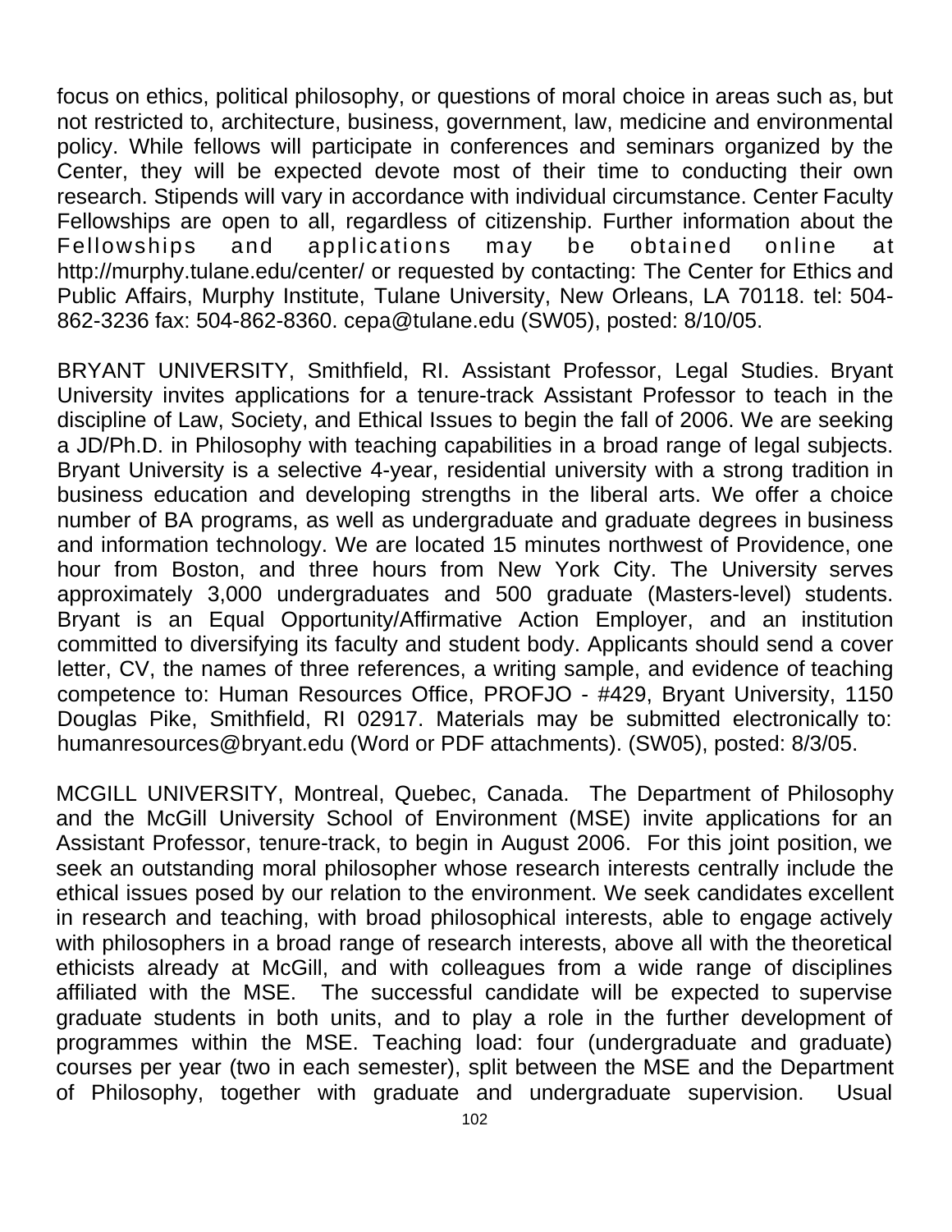focus on ethics, political philosophy, or questions of moral choice in areas such as, but not restricted to, architecture, business, government, law, medicine and environmental policy. While fellows will participate in conferences and seminars organized by the Center, they will be expected devote most of their time to conducting their own research. Stipends will vary in accordance with individual circumstance. Center Faculty Fellowships are open to all, regardless of citizenship. Further information about the Fellowships and applications may be obtained online at http://murphy.tulane.edu/center/ or requested by contacting: The Center for Ethics and Public Affairs, Murphy Institute, Tulane University, New Orleans, LA 70118. tel: 504-862-3236 fax: 504-862-8360. cepa@tulane.edu (SW05), posted: 8/10/05.

BRYANT UNIVERSITY, Smithfield, RI. Assistant Professor, Legal Studies. Bryant University invites applications for a tenure-track Assistant Professor to teach in the discipline of Law, Society, and Ethical Issues to begin the fall of 2006. We are seeking a JD/Ph.D. in Philosophy with teaching capabilities in a broad range of legal subjects. Bryant University is a selective 4-year, residential university with a strong tradition in business education and developing strengths in the liberal arts. We offer a choice number of BA programs, as well as undergraduate and graduate degrees in business and information technology. We are located 15 minutes northwest of Providence, one hour from Boston, and three hours from New York City. The University serves approximately 3,000 undergraduates and 500 graduate (Masters-level) students. Bryant is an Equal Opportunity/Affirmative Action Employer, and an institution committed to diversifying its faculty and student body. Applicants should send a cover letter, CV, the names of three references, a writing sample, and evidence of teaching competence to: Human Resources Office, PROFJO - #429, Bryant University, 1150 Douglas Pike, Smithfield, RI 02917. Materials may be submitted electronically to: humanresources@bryant.edu (Word or PDF attachments). (SW05), posted: 8/3/05.

MCGILL UNIVERSITY, Montreal, Quebec, Canada. The Department of Philosophy and the McGill University School of Environment (MSE) invite applications for an Assistant Professor, tenure-track, to begin in August 2006. For this joint position, we seek an outstanding moral philosopher whose research interests centrally include the ethical issues posed by our relation to the environment. We seek candidates excellent in research and teaching, with broad philosophical interests, able to engage actively with philosophers in a broad range of research interests, above all with the theoretical ethicists already at McGill, and with colleagues from a wide range of disciplines affiliated with the MSE. The successful candidate will be expected to supervise graduate students in both units, and to play a role in the further development of programmes within the MSE. Teaching load: four (undergraduate and graduate) courses per year (two in each semester), split between the MSE and the Department of Philosophy, together with graduate and undergraduate supervision. Usual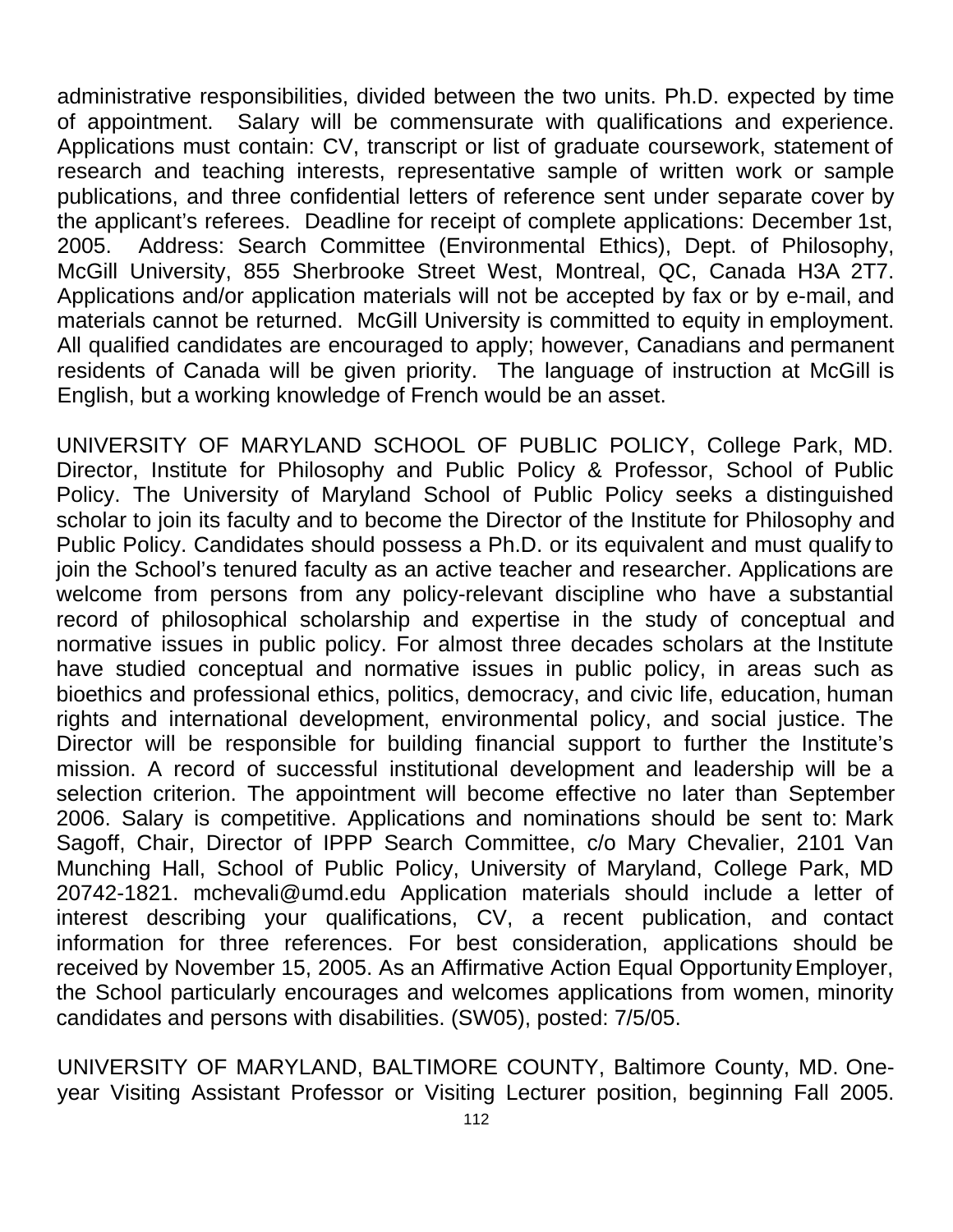administrative responsibilities, divided between the two units. Ph.D. expected by time of appointment. Salary will be commensurate with qualifications and experience. Applications must contain: CV, transcript or list of graduate coursework, statement of research and teaching interests, representative sample of written work or sample publications, and three confidential letters of reference sent under separate cover by the applicant's referees. Deadline for receipt of complete applications: December 1st, 2005. Address: Search Committee (Environmental Ethics), Dept. of Philosophy, McGill University, 855 Sherbrooke Street West, Montreal, QC, Canada H3A 2T7. Applications and/or application materials will not be accepted by fax or by e-mail, and materials cannot be returned. McGill University is committed to equity in employment. All qualified candidates are encouraged to apply; however, Canadians and permanent residents of Canada will be given priority. The language of instruction at McGill is English, but a working knowledge of French would be an asset.

UNIVERSITY OF MARYLAND SCHOOL OF PUBLIC POLICY, College Park, MD. Director, Institute for Philosophy and Public Policy & Professor, School of Public Policy. The University of Maryland School of Public Policy seeks a distinguished scholar to join its faculty and to become the Director of the Institute for Philosophy and Public Policy. Candidates should possess a Ph.D. or its equivalent and must qualify to join the School's tenured faculty as an active teacher and researcher. Applications are welcome from persons from any policy-relevant discipline who have a substantial record of philosophical scholarship and expertise in the study of conceptual and normative issues in public policy. For almost three decades scholars at the Institute have studied conceptual and normative issues in public policy, in areas such as bioethics and professional ethics, politics, democracy, and civic life, education, human rights and international development, environmental policy, and social justice. The Director will be responsible for building financial support to further the Institute's mission. A record of successful institutional development and leadership will be a selection criterion. The appointment will become effective no later than September 2006. Salary is competitive. Applications and nominations should be sent to: Mark Sagoff, Chair, Director of IPPP Search Committee, c/o Mary Chevalier, 2101 Van Munching Hall, School of Public Policy, University of Maryland, College Park, MD 20742-1821. mchevali@umd.edu Application materials should include a letter of interest describing your qualifications, CV, a recent publication, and contact information for three references. For best consideration, applications should be received by November 15, 2005. As an Affirmative Action Equal Opportunity Employer, the School particularly encourages and welcomes applications from women, minority candidates and persons with disabilities. (SW05), posted: 7/5/05.

UNIVERSITY OF MARYLAND, BALTIMORE COUNTY, Baltimore County, MD. One-year Visiting Assistant Professor or Visiting Lecturer position, beginning Fall 2005.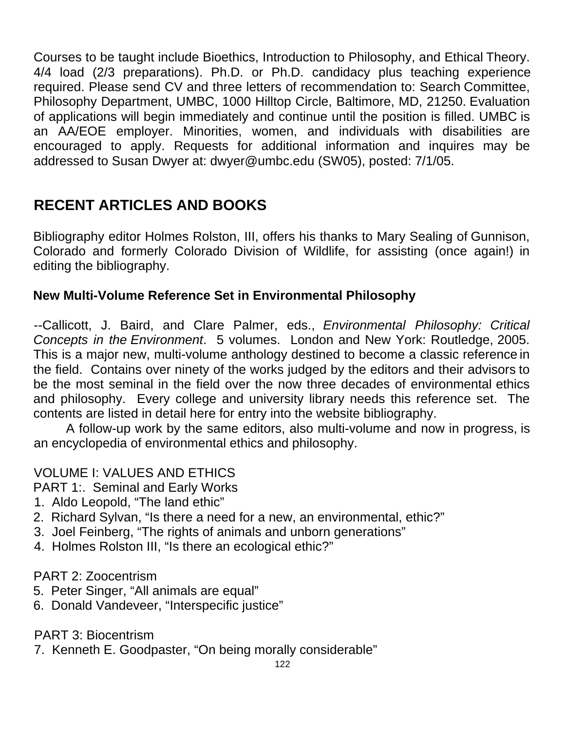Courses to be taught include Bioethics, Introduction to Philosophy, and Ethical Theory. 4/4 load (2/3 preparations). Ph.D. or Ph.D. candidacy plus teaching experience required. Please send CV and three letters of recommendation to: Search Committee, Philosophy Department, UMBC, 1000 Hilltop Circle, Baltimore, MD, 21250. Evaluation of applications will begin immediately and continue until the position is filled. UMBC is an AA/EOE employer. Minorities, women, and individuals with disabilities are encouraged to apply. Requests for additional information and inquires may be addressed to Susan Dwyer at: dwyer@umbc.edu (SW05), posted: 7/1/05.

## RECENT ARTICLES AND BOOKS

Bibliography editor Holmes Rolston, III, offers his thanks to Mary Sealing of Gunnison, Colorado and formerly Colorado Division of Wildlife, for assisting (once again!) in editing the bibliography.

### New Multi-Volume Reference Set in Environmental Philosophy

--Callicott, J. Baird, and Clare Palmer, eds., *Environmental Philosophy: Critical Concepts in the Environment*. 5 volumes. London and New York: Routledge, 2005. This is a major new, multi-volume anthology destined to become a classic reference in the field. Contains over ninety of the works judged by the editors and their advisors to be the most seminal in the field over the now three decades of environmental ethics and philosophy. Every college and university library needs this reference set. The contents are listed in detail here for entry into the website bibliography.

A follow-up work by the same editors, also multi-volume and now in progress, is an encyclopedia of environmental ethics and philosophy.

VOLUME I: VALUES AND ETHICS

PART 1:. Seminal and Early Works

1. Aldo Leopold, “The land ethic”
2. Richard Sylvan, “Is there a need for a new, an environmental, ethic?”
3. Joel Feinberg, “The rights of animals and unborn generations”
4. Holmes Rolston III, “Is there an ecological ethic?”

PART 2: Zoocentrism

5. Peter Singer, “All animals are equal”
6. Donald Vandeveer, “Interspecific justice”

PART 3: Biocentrism

7. Kenneth E. Goodpaster, “On being morally considerable”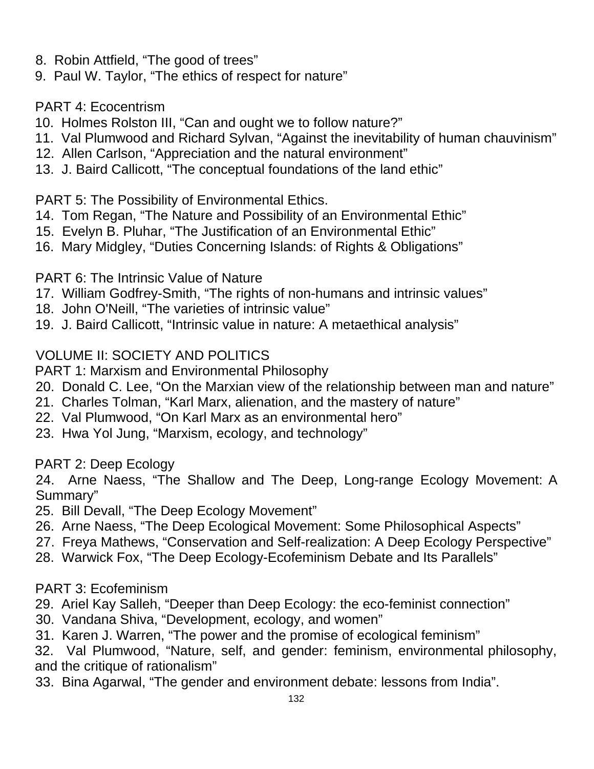8. Robin Attfield, “The good of trees”
9. Paul W. Taylor, “The ethics of respect for nature”

PART 4: Ecocentrism

10. Holmes Rolston III, “Can and ought we to follow nature?”
11. Val Plumwood and Richard Sylvan, “Against the inevitability of human chauvinism”
12. Allen Carlson, “Appreciation and the natural environment”
13. J. Baird Callicott, “The conceptual foundations of the land ethic”

PART 5: The Possibility of Environmental Ethics.

14. Tom Regan, “The Nature and Possibility of an Environmental Ethic”
15. Evelyn B. Pluhar, “The Justification of an Environmental Ethic”
16. Mary Midgley, “Duties Concerning Islands: of Rights & Obligations”

PART 6: The Intrinsic Value of Nature

17. William Godfrey-Smith, “The rights of non-humans and intrinsic values”
18. John O'Neill, “The varieties of intrinsic value”
19. J. Baird Callicott, “Intrinsic value in nature: A metaethical analysis”

VOLUME II: SOCIETY AND POLITICS

PART 1: Marxism and Environmental Philosophy

20. Donald C. Lee, “On the Marxian view of the relationship between man and nature”
21. Charles Tolman, “Karl Marx, alienation, and the mastery of nature”
22. Val Plumwood, “On Karl Marx as an environmental hero”
23. Hwa Yol Jung, “Marxism, ecology, and technology”

PART 2: Deep Ecology

24. Arne Naess, “The Shallow and The Deep, Long-range Ecology Movement: A Summary”
25. Bill Devall, “The Deep Ecology Movement”
26. Arne Naess, “The Deep Ecological Movement: Some Philosophical Aspects”
27. Freya Mathews, “Conservation and Self-realization: A Deep Ecology Perspective”
28. Warwick Fox, “The Deep Ecology-Ecofeminism Debate and Its Parallels”

PART 3: Ecofeminism

29. Ariel Kay Salleh, “Deeper than Deep Ecology: the eco-feminist connection”
30. Vandana Shiva, “Development, ecology, and women”
31. Karen J. Warren, “The power and the promise of ecological feminism”
32. Val Plumwood, “Nature, self, and gender: feminism, environmental philosophy, and the critique of rationalism”
33. Bina Agarwal, “The gender and environment debate: lessons from India”.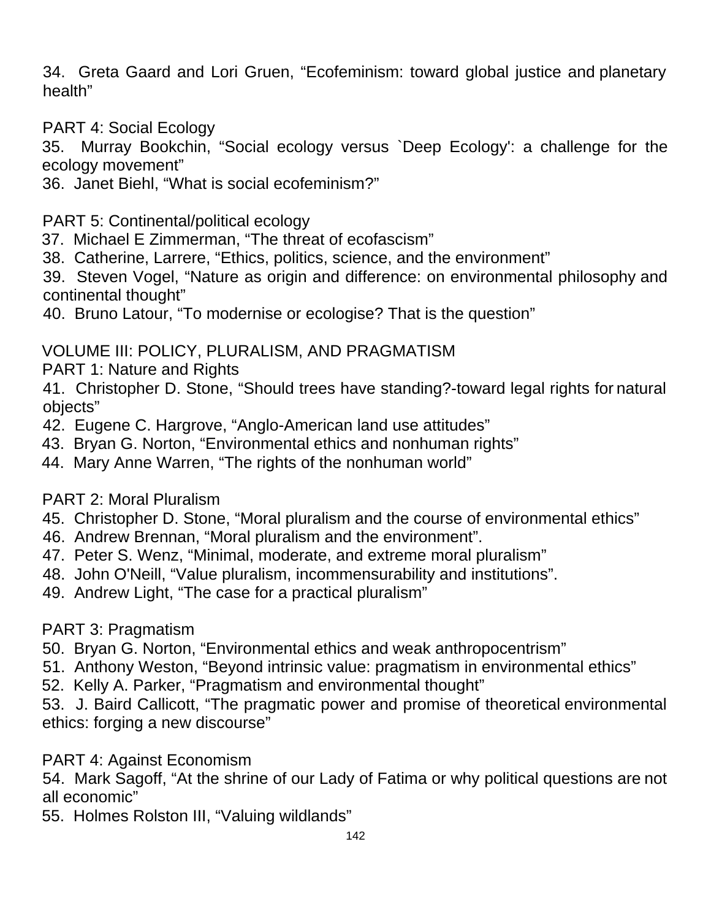34. Greta Gaard and Lori Gruen, "Ecofeminism: toward global justice and planetary health"

PART 4: Social Ecology

35. Murray Bookchin, "Social ecology versus `Deep Ecology': a challenge for the ecology movement"

36. Janet Biehl, "What is social ecofeminism?"

PART 5: Continental/political ecology

37. Michael E Zimmerman, "The threat of ecofascism"

38. Catherine, Larrere, "Ethics, politics, science, and the environment"

39. Steven Vogel, "Nature as origin and difference: on environmental philosophy and continental thought"

40. Bruno Latour, "To modernise or ecologise? That is the question"

VOLUME III: POLICY, PLURALISM, AND PRAGMATISM

PART 1: Nature and Rights

41. Christopher D. Stone, "Should trees have standing?-toward legal rights for natural objects"

42. Eugene C. Hargrove, "Anglo-American land use attitudes"

43. Bryan G. Norton, "Environmental ethics and nonhuman rights"

44. Mary Anne Warren, "The rights of the nonhuman world"

PART 2: Moral Pluralism

45. Christopher D. Stone, "Moral pluralism and the course of environmental ethics"

46. Andrew Brennan, "Moral pluralism and the environment".

47. Peter S. Wenz, "Minimal, moderate, and extreme moral pluralism"

48. John O'Neill, "Value pluralism, incommensurability and institutions".

49. Andrew Light, "The case for a practical pluralism"

PART 3: Pragmatism

50. Bryan G. Norton, "Environmental ethics and weak anthropocentrism"

51. Anthony Weston, "Beyond intrinsic value: pragmatism in environmental ethics"

52. Kelly A. Parker, "Pragmatism and environmental thought"

53. J. Baird Callicott, "The pragmatic power and promise of theoretical environmental ethics: forging a new discourse"

PART 4: Against Economism

54. Mark Sagoff, "At the shrine of our Lady of Fatima or why political questions are not all economic"

55. Holmes Rolston III, "Valuing wildlands"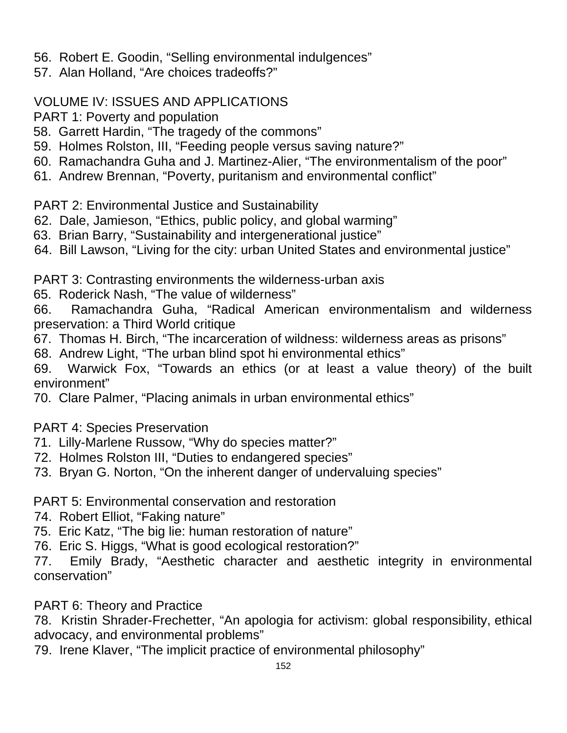56. Robert E. Goodin, “Selling environmental indulgences”
57. Alan Holland, “Are choices tradeoffs?”

VOLUME IV: ISSUES AND APPLICATIONS

PART 1: Poverty and population

58. Garrett Hardin, “The tragedy of the commons”
59. Holmes Rolston, III, “Feeding people versus saving nature?”
60. Ramachandra Guha and J. Martinez-Alier, “The environmentalism of the poor”
61. Andrew Brennan, “Poverty, puritanism and environmental conflict”

PART 2: Environmental Justice and Sustainability

62. Dale, Jamieson, “Ethics, public policy, and global warming”
63. Brian Barry, “Sustainability and intergenerational justice”
64. Bill Lawson, “Living for the city: urban United States and environmental justice”

PART 3: Contrasting environments the wilderness-urban axis

65. Roderick Nash, “The value of wilderness”
66. Ramachandra Guha, “Radical American environmentalism and wilderness preservation: a Third World critique
67. Thomas H. Birch, “The incarceration of wildness: wilderness areas as prisons”
68. Andrew Light, “The urban blind spot hi environmental ethics”
69. Warwick Fox, “Towards an ethics (or at least a value theory) of the built environment”
70. Clare Palmer, “Placing animals in urban environmental ethics”

PART 4: Species Preservation

71. Lilly-Marlene Russow, “Why do species matter?”
72. Holmes Rolston III, “Duties to endangered species”
73. Bryan G. Norton, “On the inherent danger of undervaluing species”

PART 5: Environmental conservation and restoration

74. Robert Elliot, “Faking nature”
75. Eric Katz, “The big lie: human restoration of nature”
76. Eric S. Higgs, “What is good ecological restoration?”
77. Emily Brady, “Aesthetic character and aesthetic integrity in environmental conservation”

PART 6: Theory and Practice

78. Kristin Shrader-Frechetter, “An apologia for activism: global responsibility, ethical advocacy, and environmental problems”
79. Irene Klaver, “The implicit practice of environmental philosophy”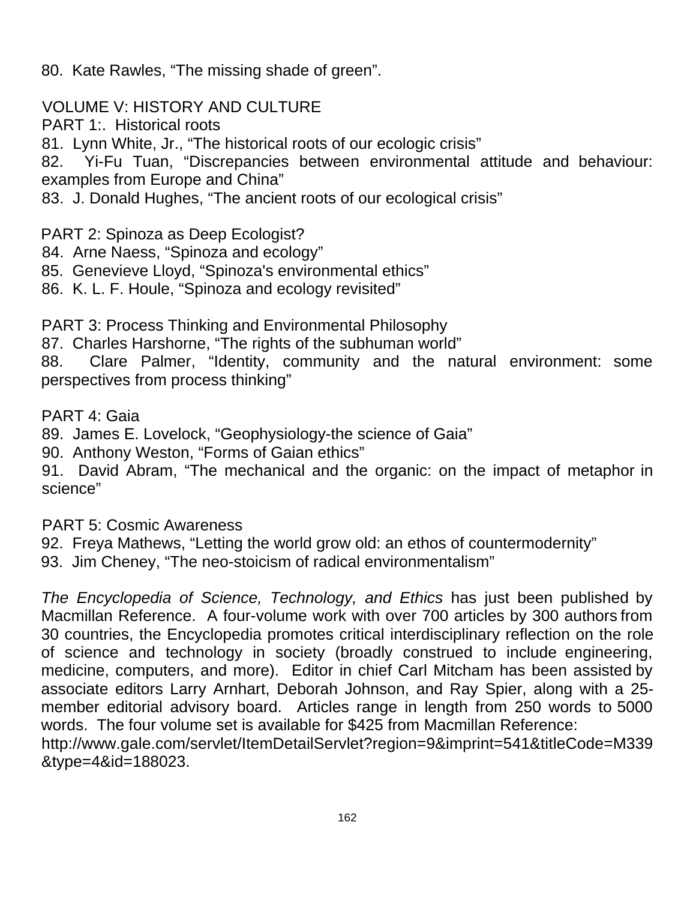80. Kate Rawles, “The missing shade of green”.

VOLUME V: HISTORY AND CULTURE

PART 1:. Historical roots

81. Lynn White, Jr., “The historical roots of our ecologic crisis”
82. Yi-Fu Tuan, “Discrepancies between environmental attitude and behaviour: examples from Europe and China”
83. J. Donald Hughes, “The ancient roots of our ecological crisis”

PART 2: Spinoza as Deep Ecologist?

84. Arne Naess, “Spinoza and ecology”
85. Genevieve Lloyd, “Spinoza's environmental ethics”
86. K. L. F. Houle, “Spinoza and ecology revisited”

PART 3: Process Thinking and Environmental Philosophy

87. Charles Harshorne, “The rights of the subhuman world”
88. Clare Palmer, “Identity, community and the natural environment: some perspectives from process thinking”

PART 4: Gaia

89. James E. Lovelock, “Geophysiology-the science of Gaia”
90. Anthony Weston, “Forms of Gaian ethics”
91. David Abram, “The mechanical and the organic: on the impact of metaphor in science”

PART 5: Cosmic Awareness

92. Freya Mathews, “Letting the world grow old: an ethos of countermodernity”
93. Jim Cheney, “The neo-stoicism of radical environmentalism”

*The Encyclopedia of Science, Technology, and Ethics* has just been published by Macmillan Reference. A four-volume work with over 700 articles by 300 authors from 30 countries, the Encyclopedia promotes critical interdisciplinary reflection on the role of science and technology in society (broadly construed to include engineering, medicine, computers, and more). Editor in chief Carl Mitcham has been assisted by associate editors Larry Arnhart, Deborah Johnson, and Ray Spier, along with a 25-member editorial advisory board. Articles range in length from 250 words to 5000 words. The four volume set is available for $425 from Macmillan Reference: http://www.gale.com/servlet/ItemDetailServlet?region=9&imprint=541&titleCode=M339&type=4&id=188023.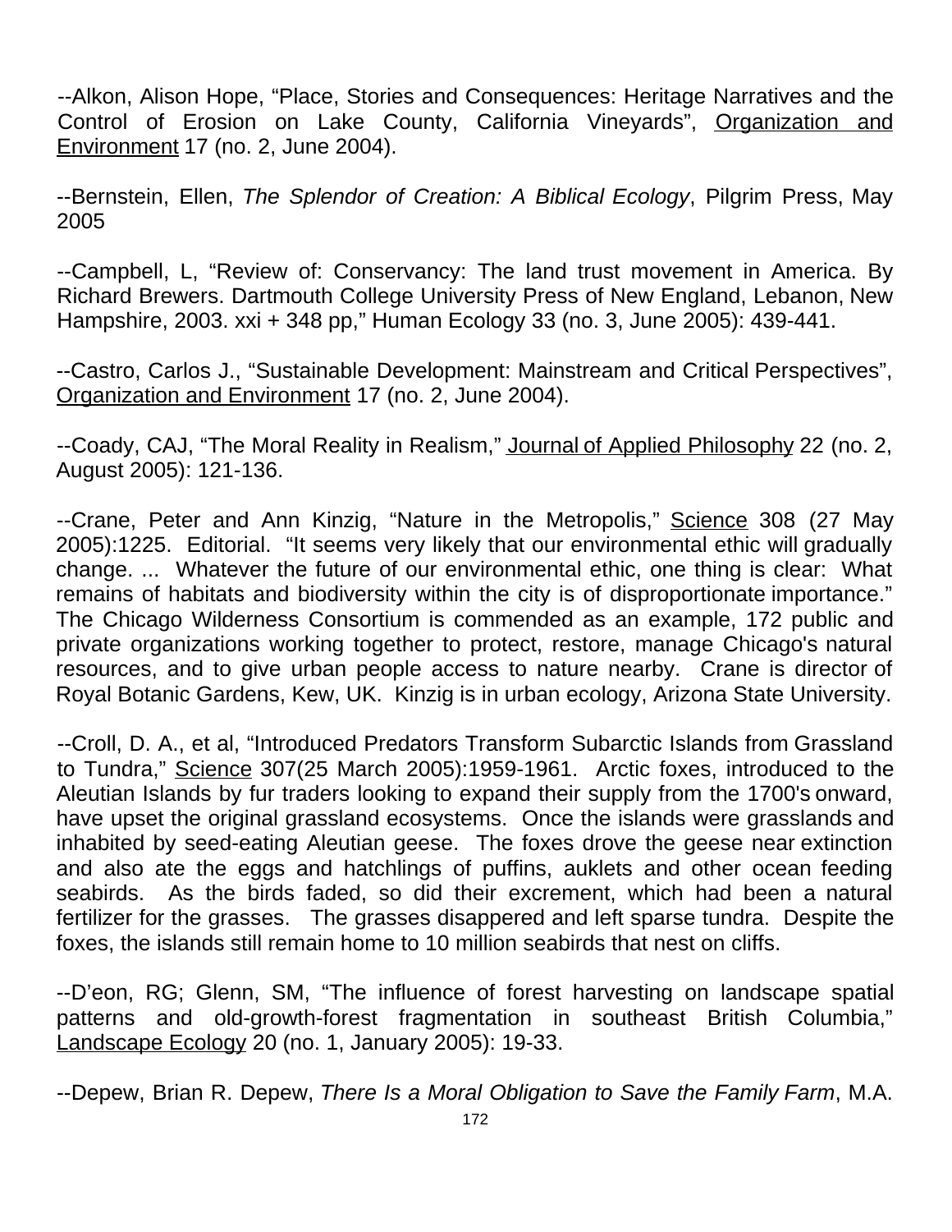--Alkon, Alison Hope, "Place, Stories and Consequences: Heritage Narratives and the Control of Erosion on Lake County, California Vineyards", Organization and Environment 17 (no. 2, June 2004).

--Bernstein, Ellen, *The Splendor of Creation: A Biblical Ecology*, Pilgrim Press, May 2005

--Campbell, L, "Review of: Conservancy: The land trust movement in America. By Richard Brewers. Dartmouth College University Press of New England, Lebanon, New Hampshire, 2003. xxi + 348 pp," Human Ecology 33 (no. 3, June 2005): 439-441.

--Castro, Carlos J., "Sustainable Development: Mainstream and Critical Perspectives", Organization and Environment 17 (no. 2, June 2004).

--Coady, CAJ, "The Moral Reality in Realism," Journal of Applied Philosophy 22 (no. 2, August 2005): 121-136.

--Crane, Peter and Ann Kinzig, "Nature in the Metropolis," Science 308 (27 May 2005):1225. Editorial. "It seems very likely that our environmental ethic will gradually change. ... Whatever the future of our environmental ethic, one thing is clear: What remains of habitats and biodiversity within the city is of disproportionate importance." The Chicago Wilderness Consortium is commended as an example, 172 public and private organizations working together to protect, restore, manage Chicago's natural resources, and to give urban people access to nature nearby. Crane is director of Royal Botanic Gardens, Kew, UK. Kinzig is in urban ecology, Arizona State University.

--Croll, D. A., et al, "Introduced Predators Transform Subarctic Islands from Grassland to Tundra," Science 307(25 March 2005):1959-1961. Arctic foxes, introduced to the Aleutian Islands by fur traders looking to expand their supply from the 1700's onward, have upset the original grassland ecosystems. Once the islands were grasslands and inhabited by seed-eating Aleutian geese. The foxes drove the geese near extinction and also ate the eggs and hatchlings of puffins, auklets and other ocean feeding seabirds. As the birds faded, so did their excrement, which had been a natural fertilizer for the grasses. The grasses disappered and left sparse tundra. Despite the foxes, the islands still remain home to 10 million seabirds that nest on cliffs.

--D'eon, RG; Glenn, SM, "The influence of forest harvesting on landscape spatial patterns and old-growth-forest fragmentation in southeast British Columbia," Landscape Ecology 20 (no. 1, January 2005): 19-33.

--Depew, Brian R. Depew, *There Is a Moral Obligation to Save the Family Farm*, M.A.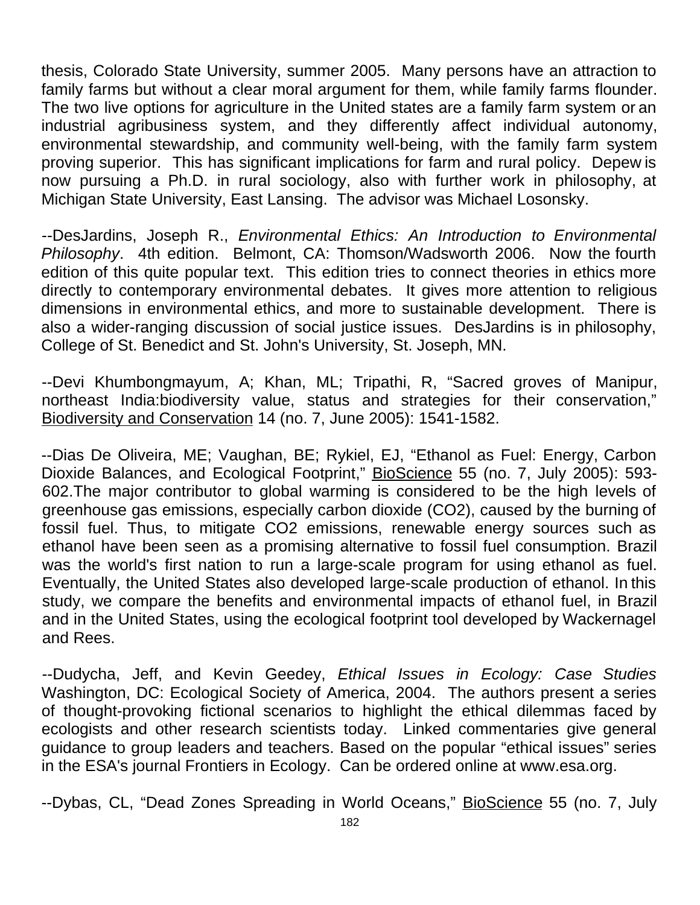thesis, Colorado State University, summer 2005. Many persons have an attraction to family farms but without a clear moral argument for them, while family farms flounder. The two live options for agriculture in the United states are a family farm system or an industrial agribusiness system, and they differently affect individual autonomy, environmental stewardship, and community well-being, with the family farm system proving superior. This has significant implications for farm and rural policy. Depew is now pursuing a Ph.D. in rural sociology, also with further work in philosophy, at Michigan State University, East Lansing. The advisor was Michael Losonsky.

--DesJardins, Joseph R., *Environmental Ethics: An Introduction to Environmental Philosophy*. 4th edition. Belmont, CA: Thomson/Wadsworth 2006. Now the fourth edition of this quite popular text. This edition tries to connect theories in ethics more directly to contemporary environmental debates. It gives more attention to religious dimensions in environmental ethics, and more to sustainable development. There is also a wider-ranging discussion of social justice issues. DesJardins is in philosophy, College of St. Benedict and St. John's University, St. Joseph, MN.

--Devi Khumbongmayum, A; Khan, ML; Tripathi, R, "Sacred groves of Manipur, northeast India:biodiversity value, status and strategies for their conservation," Biodiversity and Conservation 14 (no. 7, June 2005): 1541-1582.

--Dias De Oliveira, ME; Vaughan, BE; Rykiel, EJ, "Ethanol as Fuel: Energy, Carbon Dioxide Balances, and Ecological Footprint," BioScience 55 (no. 7, July 2005): 593-602.The major contributor to global warming is considered to be the high levels of greenhouse gas emissions, especially carbon dioxide ($CO_2$), caused by the burning of fossil fuel. Thus, to mitigate $CO_2$ emissions, renewable energy sources such as ethanol have been seen as a promising alternative to fossil fuel consumption. Brazil was the world's first nation to run a large-scale program for using ethanol as fuel. Eventually, the United States also developed large-scale production of ethanol. In this study, we compare the benefits and environmental impacts of ethanol fuel, in Brazil and in the United States, using the ecological footprint tool developed by Wackernagel and Rees.

--Dudycha, Jeff, and Kevin Geedey, *Ethical Issues in Ecology: Case Studies* Washington, DC: Ecological Society of America, 2004. The authors present a series of thought-provoking fictional scenarios to highlight the ethical dilemmas faced by ecologists and other research scientists today. Linked commentaries give general guidance to group leaders and teachers. Based on the popular "ethical issues" series in the ESA's journal Frontiers in Ecology. Can be ordered online at www.esa.org.

--Dybas, CL, "Dead Zones Spreading in World Oceans," BioScience 55 (no. 7, July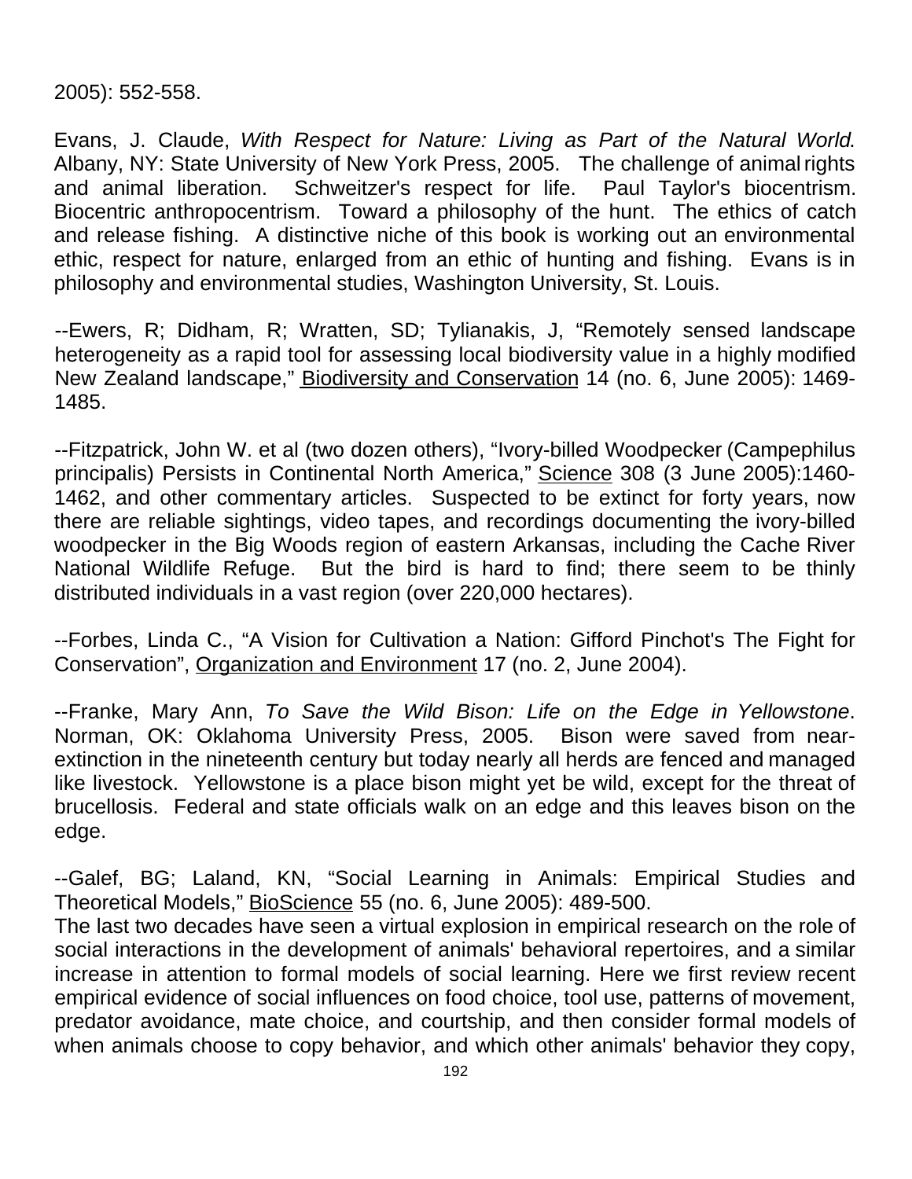2005): 552-558.

Evans, J. Claude, *With Respect for Nature: Living as Part of the Natural World*. Albany, NY: State University of New York Press, 2005. The challenge of animal rights and animal liberation. Schweitzer's respect for life. Paul Taylor's biocentrism. Biocentric anthropocentrism. Toward a philosophy of the hunt. The ethics of catch and release fishing. A distinctive niche of this book is working out an environmental ethic, respect for nature, enlarged from an ethic of hunting and fishing. Evans is in philosophy and environmental studies, Washington University, St. Louis.

--Ewers, R; Didham, R; Wratten, SD; Tylianakis, J, "Remotely sensed landscape heterogeneity as a rapid tool for assessing local biodiversity value in a highly modified New Zealand landscape," Biodiversity and Conservation 14 (no. 6, June 2005): 1469-1485.

--Fitzpatrick, John W. et al (two dozen others), "Ivory-billed Woodpecker (Campephilus principalis) Persists in Continental North America," Science 308 (3 June 2005):1460-1462, and other commentary articles. Suspected to be extinct for forty years, now there are reliable sightings, video tapes, and recordings documenting the ivory-billed woodpecker in the Big Woods region of eastern Arkansas, including the Cache River National Wildlife Refuge. But the bird is hard to find; there seem to be thinly distributed individuals in a vast region (over 220,000 hectares).

--Forbes, Linda C., "A Vision for Cultivation a Nation: Gifford Pinchot's The Fight for Conservation", Organization and Environment 17 (no. 2, June 2004).

--Franke, Mary Ann, *To Save the Wild Bison: Life on the Edge in Yellowstone*. Norman, OK: Oklahoma University Press, 2005. Bison were saved from near-extinction in the nineteenth century but today nearly all herds are fenced and managed like livestock. Yellowstone is a place bison might yet be wild, except for the threat of brucellosis. Federal and state officials walk on an edge and this leaves bison on the edge.

--Galef, BG; Laland, KN, "Social Learning in Animals: Empirical Studies and Theoretical Models," BioScience 55 (no. 6, June 2005): 489-500.
The last two decades have seen a virtual explosion in empirical research on the role of social interactions in the development of animals' behavioral repertoires, and a similar increase in attention to formal models of social learning. Here we first review recent empirical evidence of social influences on food choice, tool use, patterns of movement, predator avoidance, mate choice, and courtship, and then consider formal models of when animals choose to copy behavior, and which other animals' behavior they copy,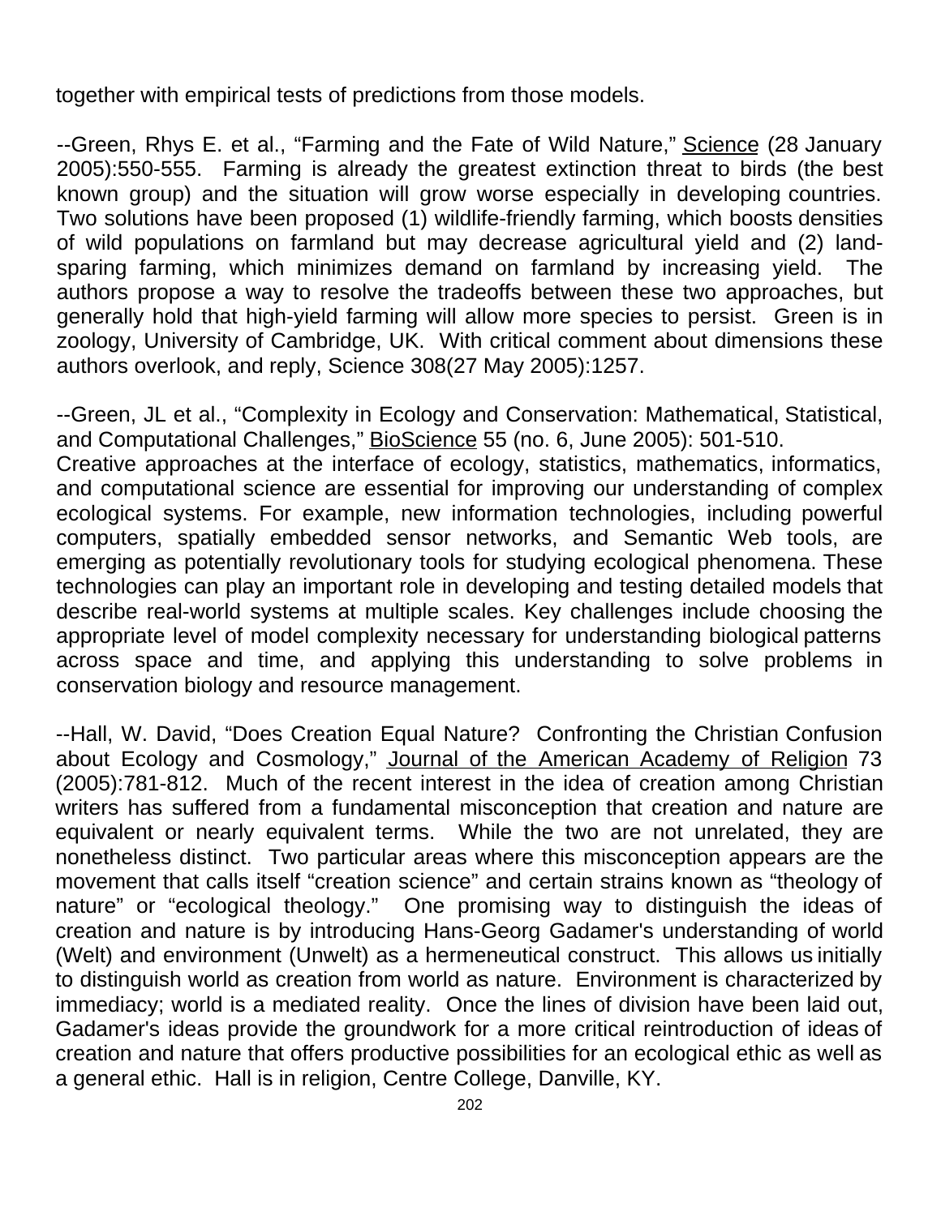together with empirical tests of predictions from those models.

--Green, Rhys E. et al., "Farming and the Fate of Wild Nature," Science (28 January 2005):550-555. Farming is already the greatest extinction threat to birds (the best known group) and the situation will grow worse especially in developing countries. Two solutions have been proposed (1) wildlife-friendly farming, which boosts densities of wild populations on farmland but may decrease agricultural yield and (2) land-sparing farming, which minimizes demand on farmland by increasing yield. The authors propose a way to resolve the tradeoffs between these two approaches, but generally hold that high-yield farming will allow more species to persist. Green is in zoology, University of Cambridge, UK. With critical comment about dimensions these authors overlook, and reply, Science 308(27 May 2005):1257.

--Green, JL et al., "Complexity in Ecology and Conservation: Mathematical, Statistical, and Computational Challenges," BioScience 55 (no. 6, June 2005): 501-510. Creative approaches at the interface of ecology, statistics, mathematics, informatics, and computational science are essential for improving our understanding of complex ecological systems. For example, new information technologies, including powerful computers, spatially embedded sensor networks, and Semantic Web tools, are emerging as potentially revolutionary tools for studying ecological phenomena. These technologies can play an important role in developing and testing detailed models that describe real-world systems at multiple scales. Key challenges include choosing the appropriate level of model complexity necessary for understanding biological patterns across space and time, and applying this understanding to solve problems in conservation biology and resource management.

--Hall, W. David, "Does Creation Equal Nature? Confronting the Christian Confusion about Ecology and Cosmology," Journal of the American Academy of Religion 73 (2005):781-812. Much of the recent interest in the idea of creation among Christian writers has suffered from a fundamental misconception that creation and nature are equivalent or nearly equivalent terms. While the two are not unrelated, they are nonetheless distinct. Two particular areas where this misconception appears are the movement that calls itself "creation science" and certain strains known as "theology of nature" or "ecological theology." One promising way to distinguish the ideas of creation and nature is by introducing Hans-Georg Gadamer's understanding of world (Welt) and environment (Unwelt) as a hermeneutical construct. This allows us initially to distinguish world as creation from world as nature. Environment is characterized by immediacy; world is a mediated reality. Once the lines of division have been laid out, Gadamer's ideas provide the groundwork for a more critical reintroduction of ideas of creation and nature that offers productive possibilities for an ecological ethic as well as a general ethic. Hall is in religion, Centre College, Danville, KY.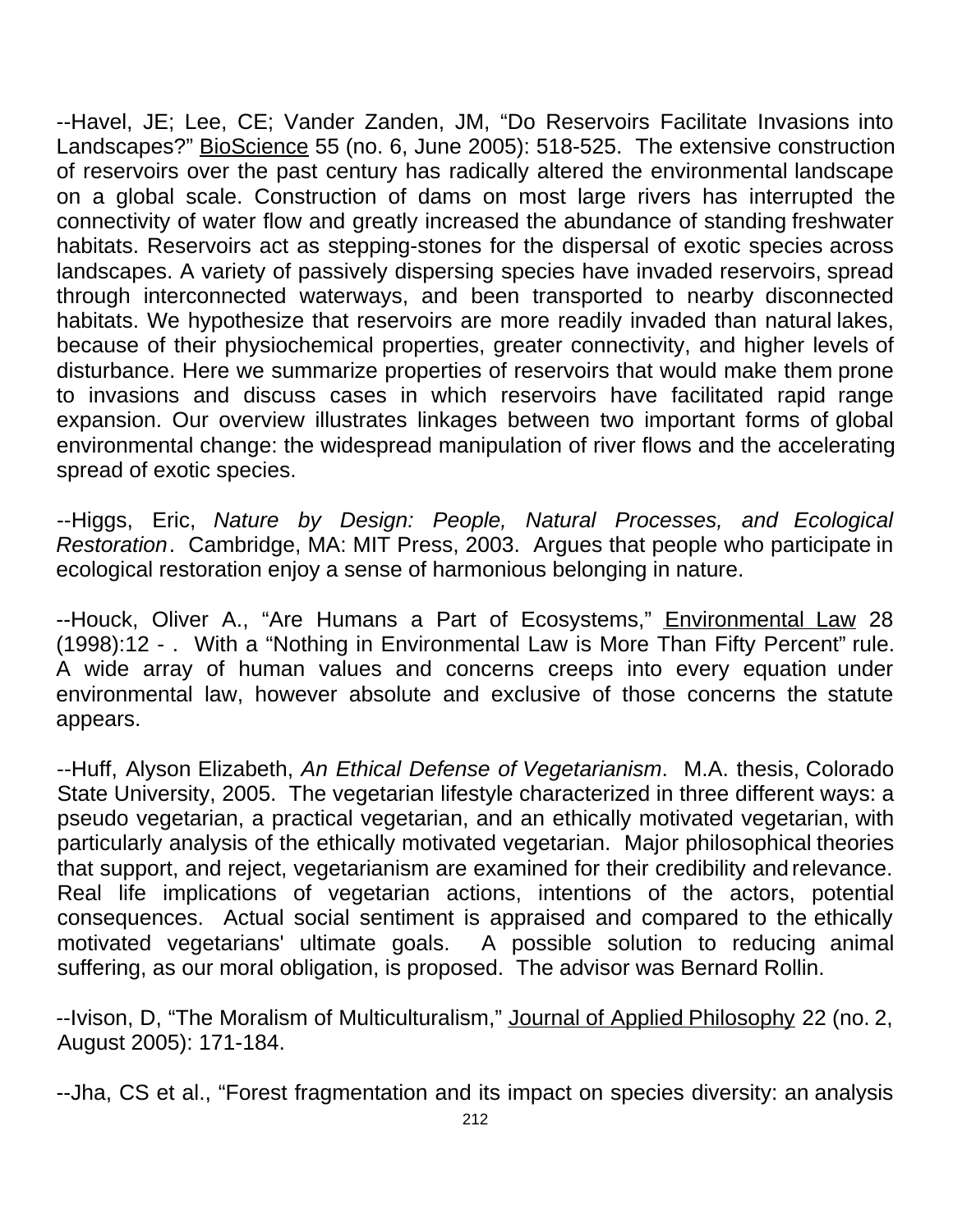--Havel, JE; Lee, CE; Vander Zanden, JM, "Do Reservoirs Facilitate Invasions into Landscapes?" BioScience 55 (no. 6, June 2005): 518-525. The extensive construction of reservoirs over the past century has radically altered the environmental landscape on a global scale. Construction of dams on most large rivers has interrupted the connectivity of water flow and greatly increased the abundance of standing freshwater habitats. Reservoirs act as stepping-stones for the dispersal of exotic species across landscapes. A variety of passively dispersing species have invaded reservoirs, spread through interconnected waterways, and been transported to nearby disconnected habitats. We hypothesize that reservoirs are more readily invaded than natural lakes, because of their physiochemical properties, greater connectivity, and higher levels of disturbance. Here we summarize properties of reservoirs that would make them prone to invasions and discuss cases in which reservoirs have facilitated rapid range expansion. Our overview illustrates linkages between two important forms of global environmental change: the widespread manipulation of river flows and the accelerating spread of exotic species.

--Higgs, Eric, *Nature by Design: People, Natural Processes, and Ecological Restoration*. Cambridge, MA: MIT Press, 2003. Argues that people who participate in ecological restoration enjoy a sense of harmonious belonging in nature.

--Houck, Oliver A., "Are Humans a Part of Ecosystems," Environmental Law 28 (1998):12 - . With a "Nothing in Environmental Law is More Than Fifty Percent" rule. A wide array of human values and concerns creeps into every equation under environmental law, however absolute and exclusive of those concerns the statute appears.

--Huff, Alyson Elizabeth, *An Ethical Defense of Vegetarianism*. M.A. thesis, Colorado State University, 2005. The vegetarian lifestyle characterized in three different ways: a pseudo vegetarian, a practical vegetarian, and an ethically motivated vegetarian, with particularly analysis of the ethically motivated vegetarian. Major philosophical theories that support, and reject, vegetarianism are examined for their credibility and relevance. Real life implications of vegetarian actions, intentions of the actors, potential consequences. Actual social sentiment is appraised and compared to the ethically motivated vegetarians' ultimate goals. A possible solution to reducing animal suffering, as our moral obligation, is proposed. The advisor was Bernard Rollin.

--Ivison, D, "The Moralism of Multiculturalism," Journal of Applied Philosophy 22 (no. 2, August 2005): 171-184.

--Jha, CS et al., "Forest fragmentation and its impact on species diversity: an analysis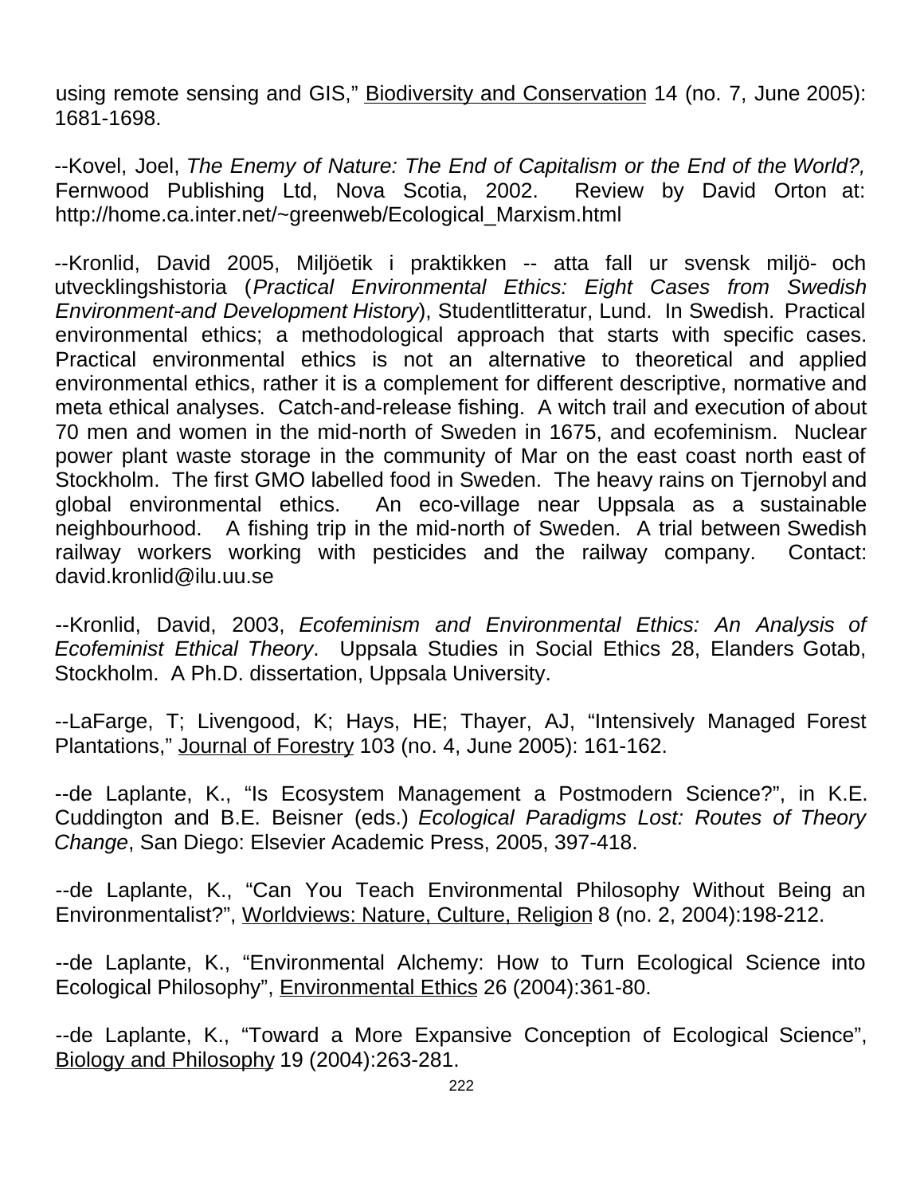using remote sensing and GIS," Biodiversity and Conservation 14 (no. 7, June 2005): 1681-1698.

--Kovel, Joel, *The Enemy of Nature: The End of Capitalism or the End of the World?,* Fernwood Publishing Ltd, Nova Scotia, 2002. Review by David Orton at: http://home.ca.inter.net/~greenweb/Ecological_Marxism.html

--Kronlid, David 2005, Miljöetik i praktikken -- atta fall ur svensk miljö- och utvecklingshistoria (*Practical Environmental Ethics: Eight Cases from Swedish Environment-and Development History*), Studentlitteratur, Lund. In Swedish. Practical environmental ethics; a methodological approach that starts with specific cases. Practical environmental ethics is not an alternative to theoretical and applied environmental ethics, rather it is a complement for different descriptive, normative and meta ethical analyses. Catch-and-release fishing. A witch trail and execution of about 70 men and women in the mid-north of Sweden in 1675, and ecofeminism. Nuclear power plant waste storage in the community of Mar on the east coast north east of Stockholm. The first GMO labelled food in Sweden. The heavy rains on Tjernobyl and global environmental ethics. An eco-village near Uppsala as a sustainable neighbourhood. A fishing trip in the mid-north of Sweden. A trial between Swedish railway workers working with pesticides and the railway company. Contact: david.kronlid@ilu.uu.se

--Kronlid, David, 2003, *Ecofeminism and Environmental Ethics: An Analysis of Ecofeminist Ethical Theory*. Uppsala Studies in Social Ethics 28, Elanders Gotab, Stockholm. A Ph.D. dissertation, Uppsala University.

--LaFarge, T; Livengood, K; Hays, HE; Thayer, AJ, "Intensively Managed Forest Plantations," Journal of Forestry 103 (no. 4, June 2005): 161-162.

--de Laplante, K., "Is Ecosystem Management a Postmodern Science?", in K.E. Cuddington and B.E. Beisner (eds.) *Ecological Paradigms Lost: Routes of Theory Change*, San Diego: Elsevier Academic Press, 2005, 397-418.

--de Laplante, K., "Can You Teach Environmental Philosophy Without Being an Environmentalist?", Worldviews: Nature, Culture, Religion 8 (no. 2, 2004):198-212.

--de Laplante, K., "Environmental Alchemy: How to Turn Ecological Science into Ecological Philosophy", Environmental Ethics 26 (2004):361-80.

--de Laplante, K., "Toward a More Expansive Conception of Ecological Science", Biology and Philosophy 19 (2004):263-281.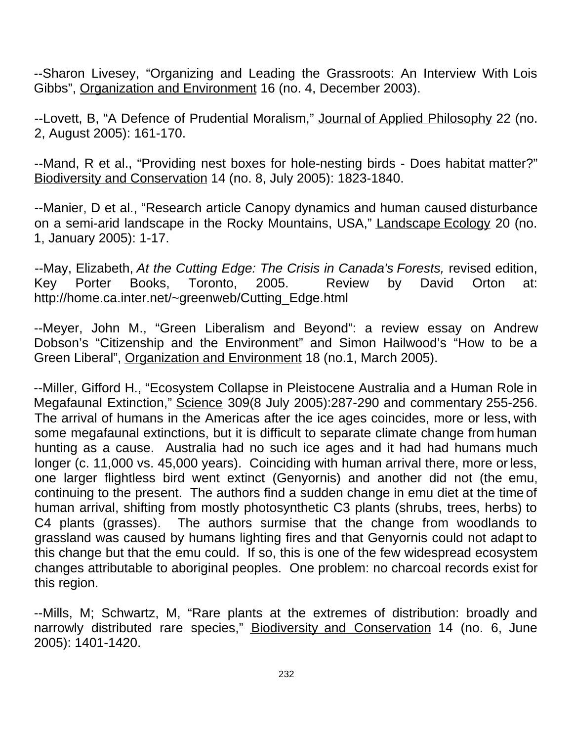--Sharon Livesey, "Organizing and Leading the Grassroots: An Interview With Lois Gibbs", Organization and Environment 16 (no. 4, December 2003).

--Lovett, B, "A Defence of Prudential Moralism," Journal of Applied Philosophy 22 (no. 2, August 2005): 161-170.

--Mand, R et al., "Providing nest boxes for hole-nesting birds - Does habitat matter?" Biodiversity and Conservation 14 (no. 8, July 2005): 1823-1840.

--Manier, D et al., "Research article Canopy dynamics and human caused disturbance on a semi-arid landscape in the Rocky Mountains, USA," Landscape Ecology 20 (no. 1, January 2005): 1-17.

--May, Elizabeth, *At the Cutting Edge: The Crisis in Canada's Forests,* revised edition, Key Porter Books, Toronto, 2005. Review by David Orton at: http://home.ca.inter.net/~greenweb/Cutting_Edge.html

--Meyer, John M., "Green Liberalism and Beyond": a review essay on Andrew Dobson's "Citizenship and the Environment" and Simon Hailwood's "How to be a Green Liberal", Organization and Environment 18 (no.1, March 2005).

--Miller, Gifford H., "Ecosystem Collapse in Pleistocene Australia and a Human Role in Megafaunal Extinction," Science 309(8 July 2005):287-290 and commentary 255-256. The arrival of humans in the Americas after the ice ages coincides, more or less, with some megafaunal extinctions, but it is difficult to separate climate change from human hunting as a cause. Australia had no such ice ages and it had had humans much longer (c. 11,000 vs. 45,000 years). Coinciding with human arrival there, more or less, one larger flightless bird went extinct (Genyornis) and another did not (the emu, continuing to the present. The authors find a sudden change in emu diet at the time of human arrival, shifting from mostly photosynthetic C3 plants (shrubs, trees, herbs) to C4 plants (grasses). The authors surmise that the change from woodlands to grassland was caused by humans lighting fires and that Genyornis could not adapt to this change but that the emu could. If so, this is one of the few widespread ecosystem changes attributable to aboriginal peoples. One problem: no charcoal records exist for this region.

--Mills, M; Schwartz, M, "Rare plants at the extremes of distribution: broadly and narrowly distributed rare species," Biodiversity and Conservation 14 (no. 6, June 2005): 1401-1420.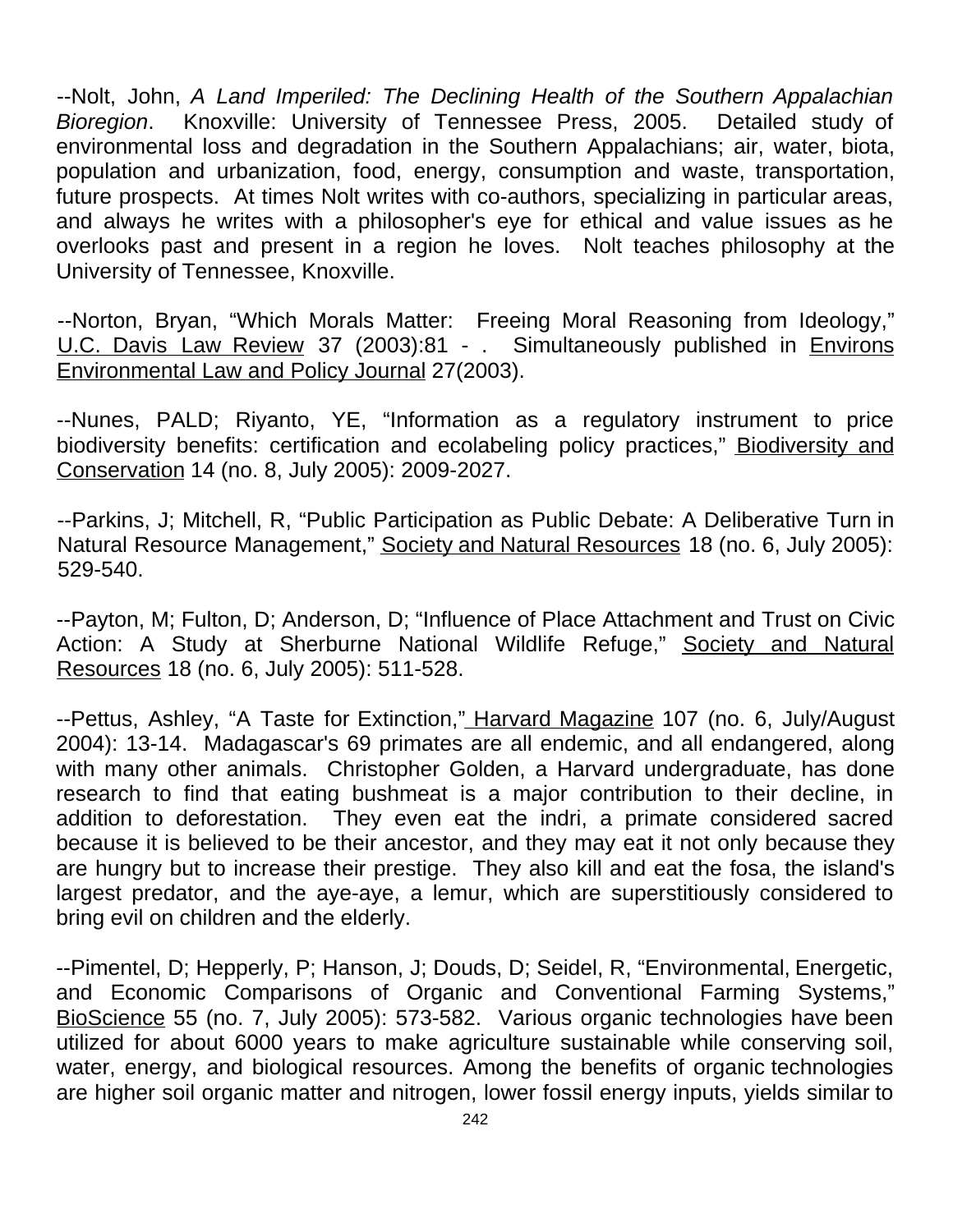--Nolt, John, *A Land Imperiled: The Declining Health of the Southern Appalachian Bioregion*. Knoxville: University of Tennessee Press, 2005. Detailed study of environmental loss and degradation in the Southern Appalachians; air, water, biota, population and urbanization, food, energy, consumption and waste, transportation, future prospects. At times Nolt writes with co-authors, specializing in particular areas, and always he writes with a philosopher's eye for ethical and value issues as he overlooks past and present in a region he loves. Nolt teaches philosophy at the University of Tennessee, Knoxville.

--Norton, Bryan, "Which Morals Matter: Freeing Moral Reasoning from Ideology," U.C. Davis Law Review 37 (2003):81 - . Simultaneously published in Environs Environmental Law and Policy Journal 27(2003).

--Nunes, PALD; Riyanto, YE, "Information as a regulatory instrument to price biodiversity benefits: certification and ecolabeling policy practices," Biodiversity and Conservation 14 (no. 8, July 2005): 2009-2027.

--Parkins, J; Mitchell, R, "Public Participation as Public Debate: A Deliberative Turn in Natural Resource Management," Society and Natural Resources 18 (no. 6, July 2005): 529-540.

--Payton, M; Fulton, D; Anderson, D; "Influence of Place Attachment and Trust on Civic Action: A Study at Sherburne National Wildlife Refuge," Society and Natural Resources 18 (no. 6, July 2005): 511-528.

--Pettus, Ashley, "A Taste for Extinction," Harvard Magazine 107 (no. 6, July/August 2004): 13-14. Madagascar's 69 primates are all endemic, and all endangered, along with many other animals. Christopher Golden, a Harvard undergraduate, has done research to find that eating bushmeat is a major contribution to their decline, in addition to deforestation. They even eat the indri, a primate considered sacred because it is believed to be their ancestor, and they may eat it not only because they are hungry but to increase their prestige. They also kill and eat the fosa, the island's largest predator, and the aye-aye, a lemur, which are superstitiously considered to bring evil on children and the elderly.

--Pimentel, D; Hepperly, P; Hanson, J; Douds, D; Seidel, R, "Environmental, Energetic, and Economic Comparisons of Organic and Conventional Farming Systems," BioScience 55 (no. 7, July 2005): 573-582. Various organic technologies have been utilized for about 6000 years to make agriculture sustainable while conserving soil, water, energy, and biological resources. Among the benefits of organic technologies are higher soil organic matter and nitrogen, lower fossil energy inputs, yields similar to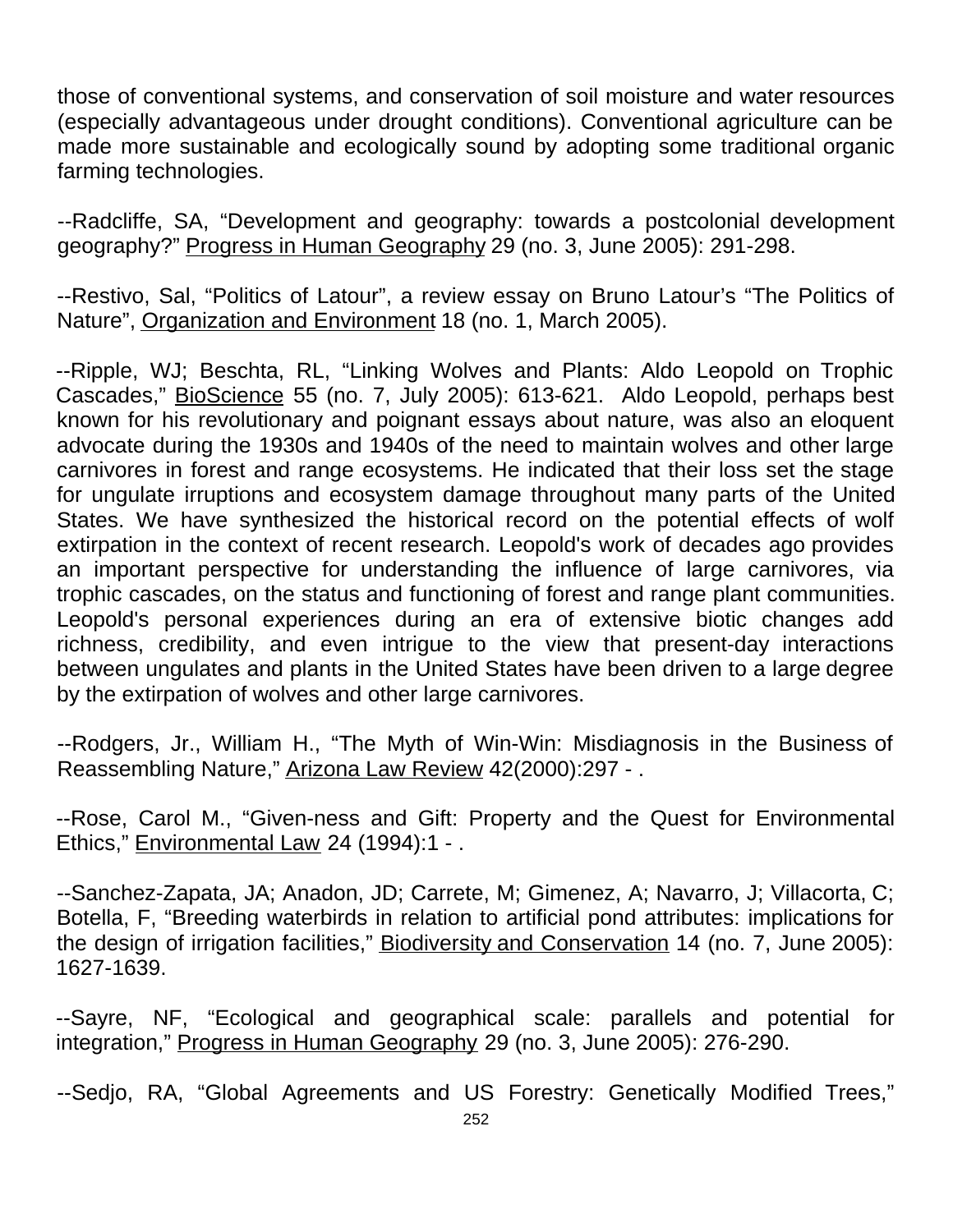those of conventional systems, and conservation of soil moisture and water resources (especially advantageous under drought conditions). Conventional agriculture can be made more sustainable and ecologically sound by adopting some traditional organic farming technologies.

--Radcliffe, SA, “Development and geography: towards a postcolonial development geography?” <u>Progress in Human Geography</u> 29 (no. 3, June 2005): 291-298.

--Restivo, Sal, “Politics of Latour”, a review essay on Bruno Latour’s “The Politics of Nature”, <u>Organization and Environment</u> 18 (no. 1, March 2005).

--Ripple, WJ; Beschta, RL, “Linking Wolves and Plants: Aldo Leopold on Trophic Cascades,” <u>BioScience</u> 55 (no. 7, July 2005): 613-621. Aldo Leopold, perhaps best known for his revolutionary and poignant essays about nature, was also an eloquent advocate during the 1930s and 1940s of the need to maintain wolves and other large carnivores in forest and range ecosystems. He indicated that their loss set the stage for ungulate irruptions and ecosystem damage throughout many parts of the United States. We have synthesized the historical record on the potential effects of wolf extirpation in the context of recent research. Leopold's work of decades ago provides an important perspective for understanding the influence of large carnivores, via trophic cascades, on the status and functioning of forest and range plant communities. Leopold's personal experiences during an era of extensive biotic changes add richness, credibility, and even intrigue to the view that present-day interactions between ungulates and plants in the United States have been driven to a large degree by the extirpation of wolves and other large carnivores.

--Rodgers, Jr., William H., “The Myth of Win-Win: Misdiagnosis in the Business of Reassembling Nature,” <u>Arizona Law Review</u> 42(2000):297 - .

--Rose, Carol M., “Given-ness and Gift: Property and the Quest for Environmental Ethics,” <u>Environmental Law</u> 24 (1994):1 - .

--Sanchez-Zapata, JA; Anadon, JD; Carrete, M; Gimenez, A; Navarro, J; Villacorta, C; Botella, F, “Breeding waterbirds in relation to artificial pond attributes: implications for the design of irrigation facilities,” <u>Biodiversity and Conservation</u> 14 (no. 7, June 2005): 1627-1639.

--Sayre, NF, “Ecological and geographical scale: parallels and potential for integration,” <u>Progress in Human Geography</u> 29 (no. 3, June 2005): 276-290.

--Sedjo, RA, “Global Agreements and US Forestry: Genetically Modified Trees,”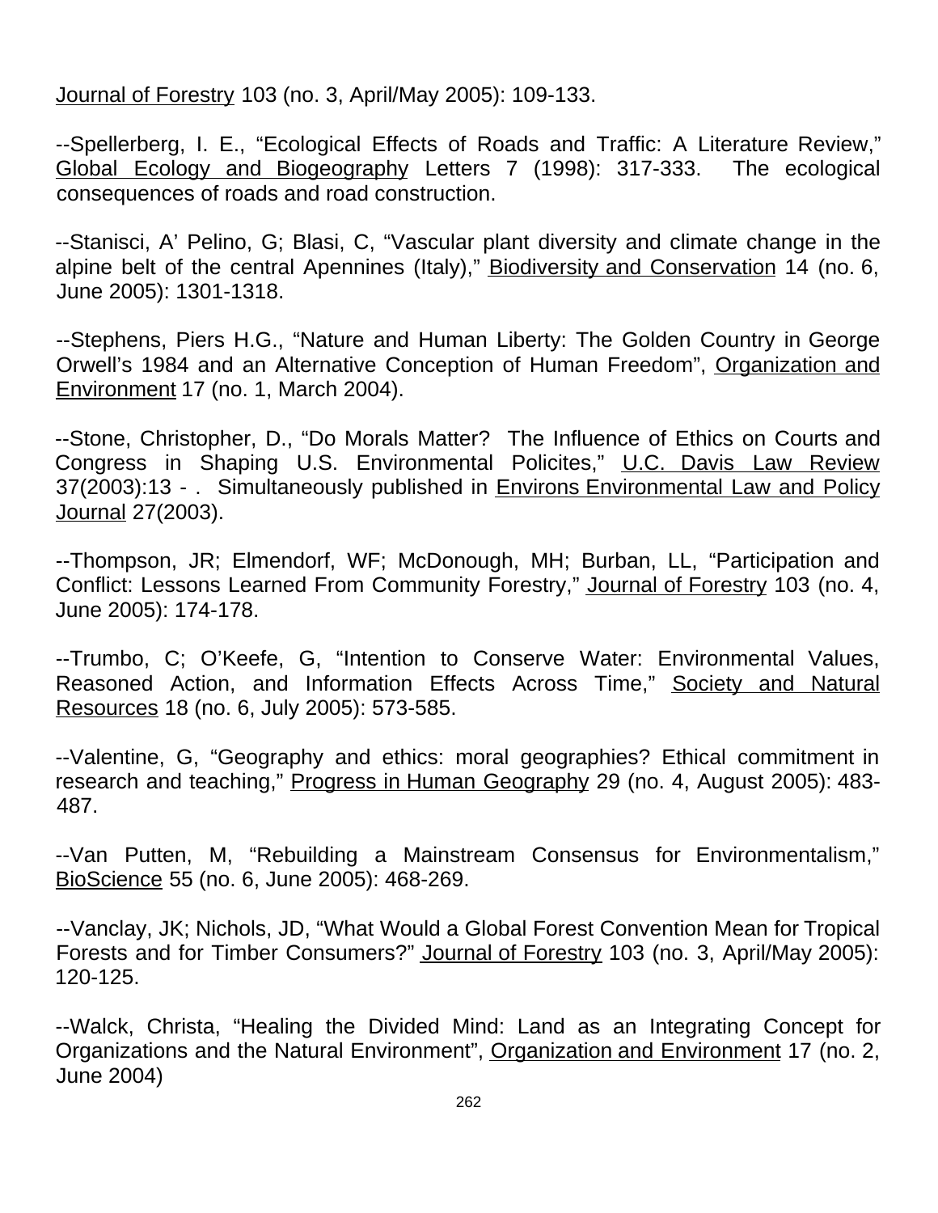Journal of Forestry 103 (no. 3, April/May 2005): 109-133.

--Spellerberg, I. E., "Ecological Effects of Roads and Traffic: A Literature Review," Global Ecology and Biogeography Letters 7 (1998): 317-333. The ecological consequences of roads and road construction.

--Stanisci, A' Pelino, G; Blasi, C, "Vascular plant diversity and climate change in the alpine belt of the central Apennines (Italy)," Biodiversity and Conservation 14 (no. 6, June 2005): 1301-1318.

--Stephens, Piers H.G., "Nature and Human Liberty: The Golden Country in George Orwell's 1984 and an Alternative Conception of Human Freedom", Organization and Environment 17 (no. 1, March 2004).

--Stone, Christopher, D., "Do Morals Matter? The Influence of Ethics on Courts and Congress in Shaping U.S. Environmental Policites," U.C. Davis Law Review 37(2003):13 - . Simultaneously published in Environs Environmental Law and Policy Journal 27(2003).

--Thompson, JR; Elmendorf, WF; McDonough, MH; Burban, LL, "Participation and Conflict: Lessons Learned From Community Forestry," Journal of Forestry 103 (no. 4, June 2005): 174-178.

--Trumbo, C; O'Keefe, G, "Intention to Conserve Water: Environmental Values, Reasoned Action, and Information Effects Across Time," Society and Natural Resources 18 (no. 6, July 2005): 573-585.

--Valentine, G, "Geography and ethics: moral geographies? Ethical commitment in research and teaching," Progress in Human Geography 29 (no. 4, August 2005): 483-487.

--Van Putten, M, "Rebuilding a Mainstream Consensus for Environmentalism," BioScience 55 (no. 6, June 2005): 468-269.

--Vanclay, JK; Nichols, JD, "What Would a Global Forest Convention Mean for Tropical Forests and for Timber Consumers?" Journal of Forestry 103 (no. 3, April/May 2005): 120-125.

--Walck, Christa, "Healing the Divided Mind: Land as an Integrating Concept for Organizations and the Natural Environment", Organization and Environment 17 (no. 2, June 2004)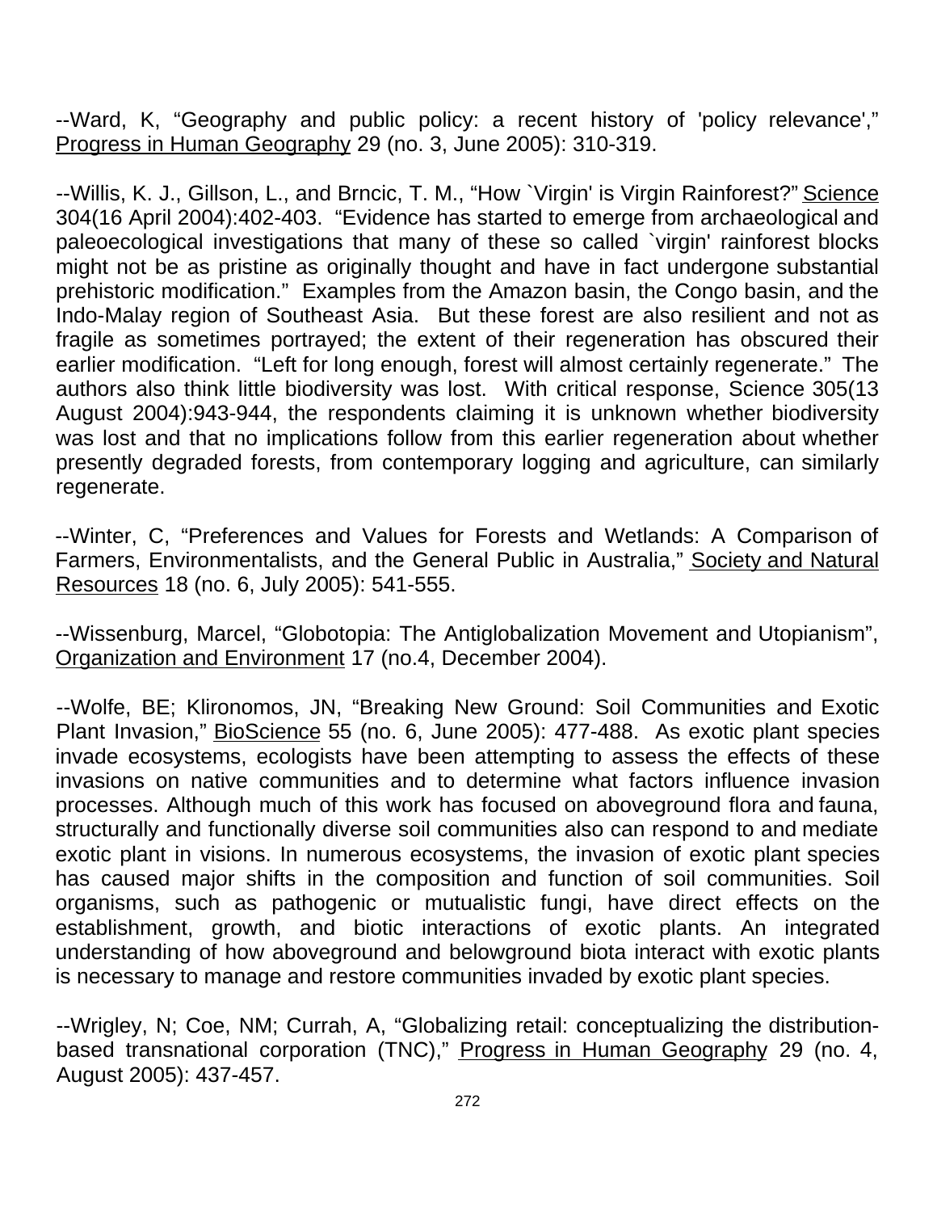--Ward, K, "Geography and public policy: a recent history of 'policy relevance'," <u>Progress in Human Geography</u> 29 (no. 3, June 2005): 310-319.

--Willis, K. J., Gillson, L., and Brncic, T. M., "How `Virgin' is Virgin Rainforest?" <u>Science</u> 304(16 April 2004):402-403. "Evidence has started to emerge from archaeological and paleoecological investigations that many of these so called `virgin' rainforest blocks might not be as pristine as originally thought and have in fact undergone substantial prehistoric modification." Examples from the Amazon basin, the Congo basin, and the Indo-Malay region of Southeast Asia. But these forest are also resilient and not as fragile as sometimes portrayed; the extent of their regeneration has obscured their earlier modification. "Left for long enough, forest will almost certainly regenerate." The authors also think little biodiversity was lost. With critical response, Science 305(13 August 2004):943-944, the respondents claiming it is unknown whether biodiversity was lost and that no implications follow from this earlier regeneration about whether presently degraded forests, from contemporary logging and agriculture, can similarly regenerate.

--Winter, C, "Preferences and Values for Forests and Wetlands: A Comparison of Farmers, Environmentalists, and the General Public in Australia," <u>Society and Natural Resources</u> 18 (no. 6, July 2005): 541-555.

--Wissenburg, Marcel, "Globotopia: The Antiglobalization Movement and Utopianism", <u>Organization and Environment</u> 17 (no.4, December 2004).

--Wolfe, BE; Klironomos, JN, "Breaking New Ground: Soil Communities and Exotic Plant Invasion," <u>BioScience</u> 55 (no. 6, June 2005): 477-488. As exotic plant species invade ecosystems, ecologists have been attempting to assess the effects of these invasions on native communities and to determine what factors influence invasion processes. Although much of this work has focused on aboveground flora and fauna, structurally and functionally diverse soil communities also can respond to and mediate exotic plant in visions. In numerous ecosystems, the invasion of exotic plant species has caused major shifts in the composition and function of soil communities. Soil organisms, such as pathogenic or mutualistic fungi, have direct effects on the establishment, growth, and biotic interactions of exotic plants. An integrated understanding of how aboveground and belowground biota interact with exotic plants is necessary to manage and restore communities invaded by exotic plant species.

--Wrigley, N; Coe, NM; Currah, A, "Globalizing retail: conceptualizing the distribution-based transnational corporation (TNC)," <u>Progress in Human Geography</u> 29 (no. 4, August 2005): 437-457.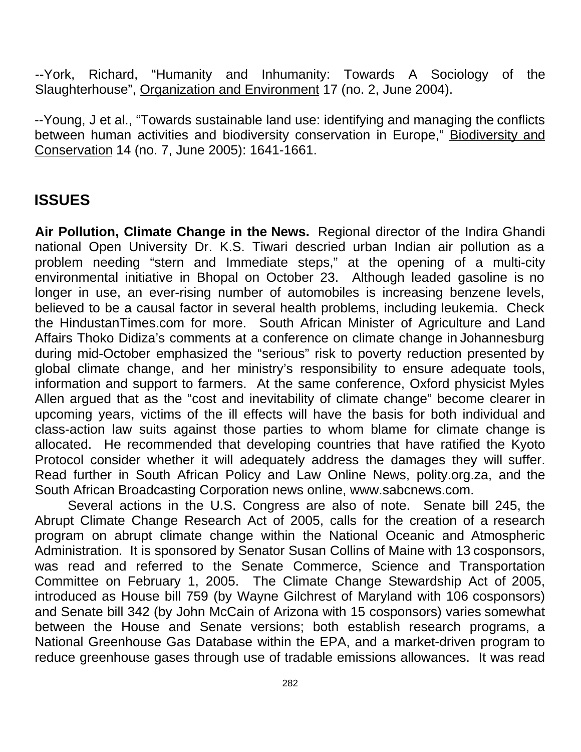--York, Richard, "Humanity and Inhumanity: Towards A Sociology of the Slaughterhouse", Organization and Environment 17 (no. 2, June 2004).

--Young, J et al., "Towards sustainable land use: identifying and managing the conflicts between human activities and biodiversity conservation in Europe," Biodiversity and Conservation 14 (no. 7, June 2005): 1641-1661.

## ISSUES

**Air Pollution, Climate Change in the News.** Regional director of the Indira Ghandi national Open University Dr. K.S. Tiwari descried urban Indian air pollution as a problem needing "stern and Immediate steps," at the opening of a multi-city environmental initiative in Bhopal on October 23. Although leaded gasoline is no longer in use, an ever-rising number of automobiles is increasing benzene levels, believed to be a causal factor in several health problems, including leukemia. Check the HindustanTimes.com for more. South African Minister of Agriculture and Land Affairs Thoko Didiza's comments at a conference on climate change in Johannesburg during mid-October emphasized the "serious" risk to poverty reduction presented by global climate change, and her ministry's responsibility to ensure adequate tools, information and support to farmers. At the same conference, Oxford physicist Myles Allen argued that as the "cost and inevitability of climate change" become clearer in upcoming years, victims of the ill effects will have the basis for both individual and class-action law suits against those parties to whom blame for climate change is allocated. He recommended that developing countries that have ratified the Kyoto Protocol consider whether it will adequately address the damages they will suffer. Read further in South African Policy and Law Online News, polity.org.za, and the South African Broadcasting Corporation news online, www.sabcnews.com.

Several actions in the U.S. Congress are also of note. Senate bill 245, the Abrupt Climate Change Research Act of 2005, calls for the creation of a research program on abrupt climate change within the National Oceanic and Atmospheric Administration. It is sponsored by Senator Susan Collins of Maine with 13 cosponsors, was read and referred to the Senate Commerce, Science and Transportation Committee on February 1, 2005. The Climate Change Stewardship Act of 2005, introduced as House bill 759 (by Wayne Gilchrest of Maryland with 106 cosponsors) and Senate bill 342 (by John McCain of Arizona with 15 cosponsors) varies somewhat between the House and Senate versions; both establish research programs, a National Greenhouse Gas Database within the EPA, and a market-driven program to reduce greenhouse gases through use of tradable emissions allowances. It was read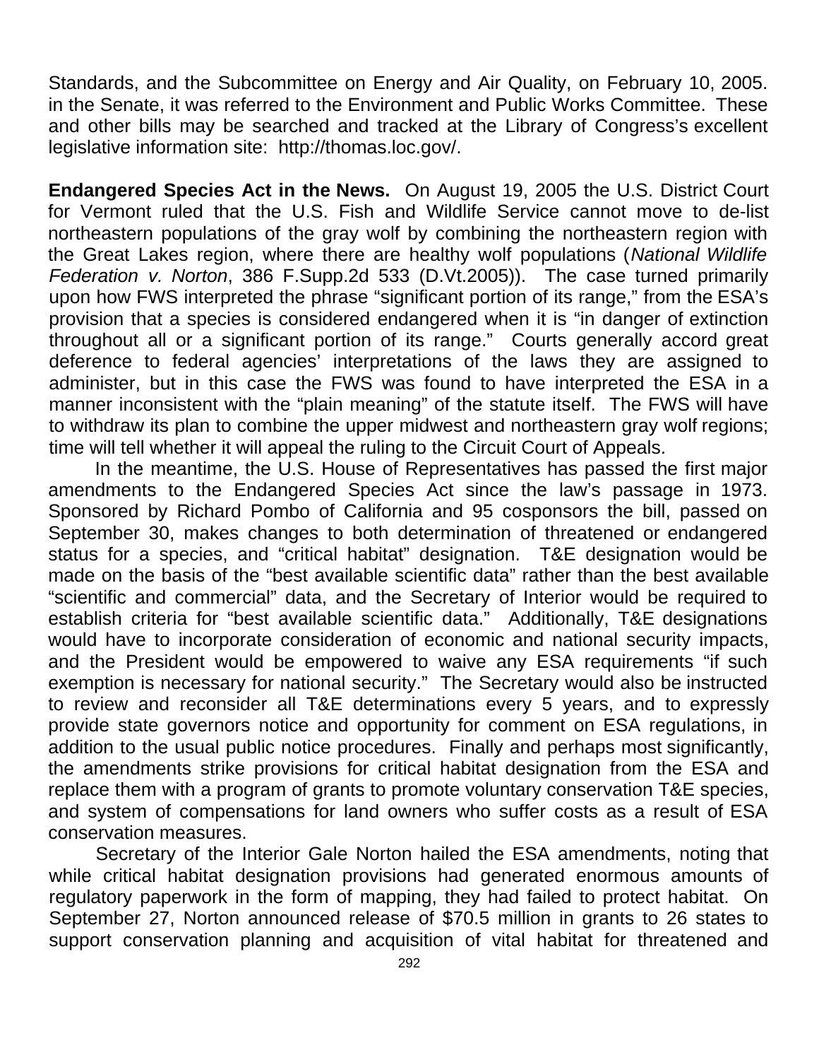Standards, and the Subcommittee on Energy and Air Quality, on February 10, 2005. in the Senate, it was referred to the Environment and Public Works Committee. These and other bills may be searched and tracked at the Library of Congress's excellent legislative information site: http://thomas.loc.gov/.

**Endangered Species Act in the News.** On August 19, 2005 the U.S. District Court for Vermont ruled that the U.S. Fish and Wildlife Service cannot move to de-list northeastern populations of the gray wolf by combining the northeastern region with the Great Lakes region, where there are healthy wolf populations (*National Wildlife Federation v. Norton*, 386 F.Supp.2d 533 (D.Vt.2005)). The case turned primarily upon how FWS interpreted the phrase "significant portion of its range," from the ESA's provision that a species is considered endangered when it is "in danger of extinction throughout all or a significant portion of its range." Courts generally accord great deference to federal agencies' interpretations of the laws they are assigned to administer, but in this case the FWS was found to have interpreted the ESA in a manner inconsistent with the "plain meaning" of the statute itself. The FWS will have to withdraw its plan to combine the upper midwest and northeastern gray wolf regions; time will tell whether it will appeal the ruling to the Circuit Court of Appeals.

In the meantime, the U.S. House of Representatives has passed the first major amendments to the Endangered Species Act since the law's passage in 1973. Sponsored by Richard Pombo of California and 95 cosponsors the bill, passed on September 30, makes changes to both determination of threatened or endangered status for a species, and "critical habitat" designation. T&E designation would be made on the basis of the "best available scientific data" rather than the best available "scientific and commercial" data, and the Secretary of Interior would be required to establish criteria for "best available scientific data." Additionally, T&E designations would have to incorporate consideration of economic and national security impacts, and the President would be empowered to waive any ESA requirements "if such exemption is necessary for national security." The Secretary would also be instructed to review and reconsider all T&E determinations every 5 years, and to expressly provide state governors notice and opportunity for comment on ESA regulations, in addition to the usual public notice procedures. Finally and perhaps most significantly, the amendments strike provisions for critical habitat designation from the ESA and replace them with a program of grants to promote voluntary conservation T&E species, and system of compensations for land owners who suffer costs as a result of ESA conservation measures.

Secretary of the Interior Gale Norton hailed the ESA amendments, noting that while critical habitat designation provisions had generated enormous amounts of regulatory paperwork in the form of mapping, they had failed to protect habitat. On September 27, Norton announced release of $70.5 million in grants to 26 states to support conservation planning and acquisition of vital habitat for threatened and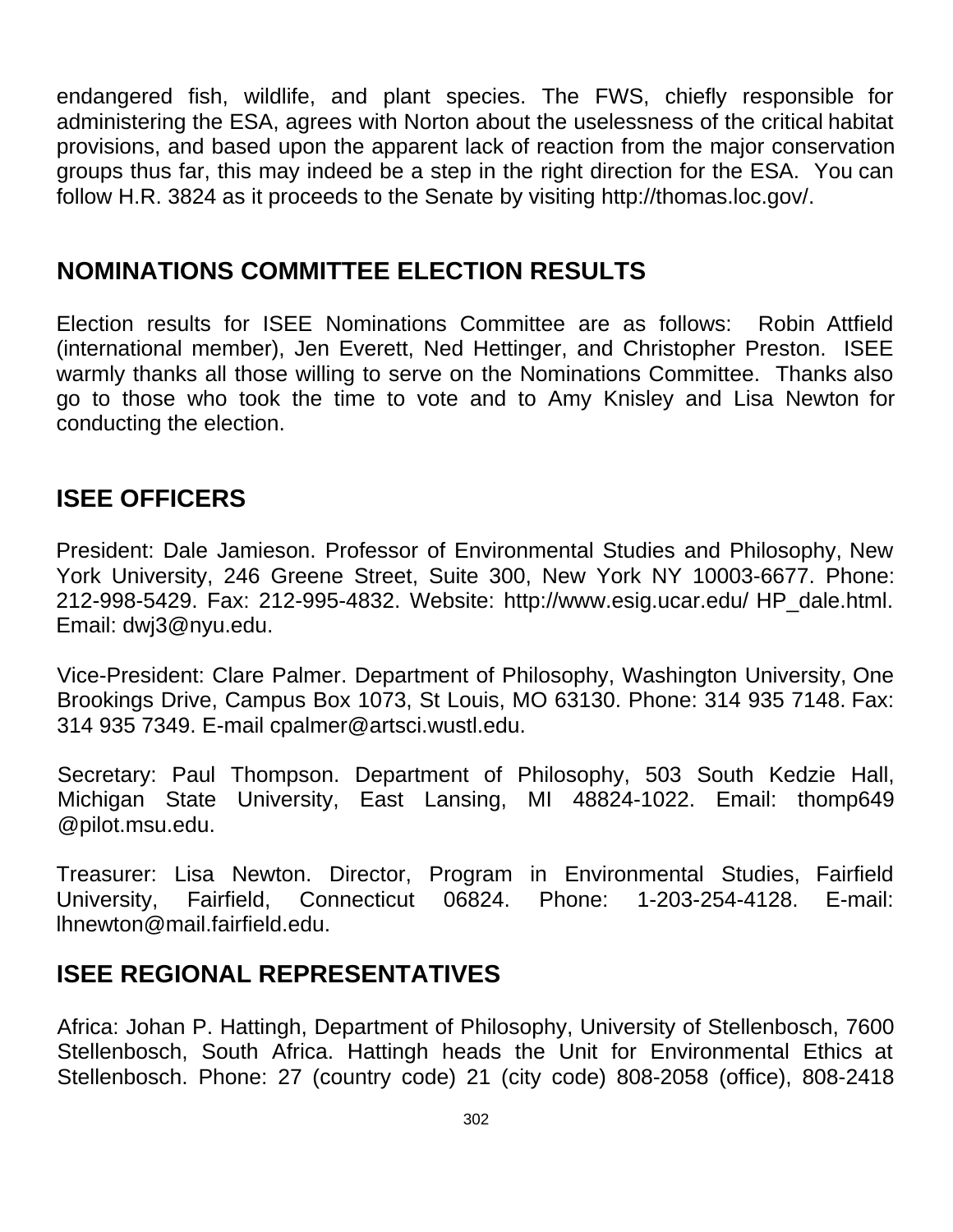endangered fish, wildlife, and plant species. The FWS, chiefly responsible for administering the ESA, agrees with Norton about the uselessness of the critical habitat provisions, and based upon the apparent lack of reaction from the major conservation groups thus far, this may indeed be a step in the right direction for the ESA. You can follow H.R. 3824 as it proceeds to the Senate by visiting http://thomas.loc.gov/.

## NOMINATIONS COMMITTEE ELECTION RESULTS

Election results for ISEE Nominations Committee are as follows: Robin Attfield (international member), Jen Everett, Ned Hettinger, and Christopher Preston. ISEE warmly thanks all those willing to serve on the Nominations Committee. Thanks also go to those who took the time to vote and to Amy Knisley and Lisa Newton for conducting the election.

## ISEE OFFICERS

President: Dale Jamieson. Professor of Environmental Studies and Philosophy, New York University, 246 Greene Street, Suite 300, New York NY 10003-6677. Phone: 212-998-5429. Fax: 212-995-4832. Website: http://www.esig.ucar.edu/ HP_dale.html. Email: dwj3@nyu.edu.

Vice-President: Clare Palmer. Department of Philosophy, Washington University, One Brookings Drive, Campus Box 1073, St Louis, MO 63130. Phone: 314 935 7148. Fax: 314 935 7349. E-mail cpalmer@artsci.wustl.edu.

Secretary: Paul Thompson. Department of Philosophy, 503 South Kedzie Hall, Michigan State University, East Lansing, MI 48824-1022. Email: thomp649 @pilot.msu.edu.

Treasurer: Lisa Newton. Director, Program in Environmental Studies, Fairfield University, Fairfield, Connecticut 06824. Phone: 1-203-254-4128. E-mail: lhnewton@mail.fairfield.edu.

## ISEE REGIONAL REPRESENTATIVES

Africa: Johan P. Hattingh, Department of Philosophy, University of Stellenbosch, 7600 Stellenbosch, South Africa. Hattingh heads the Unit for Environmental Ethics at Stellenbosch. Phone: 27 (country code) 21 (city code) 808-2058 (office), 808-2418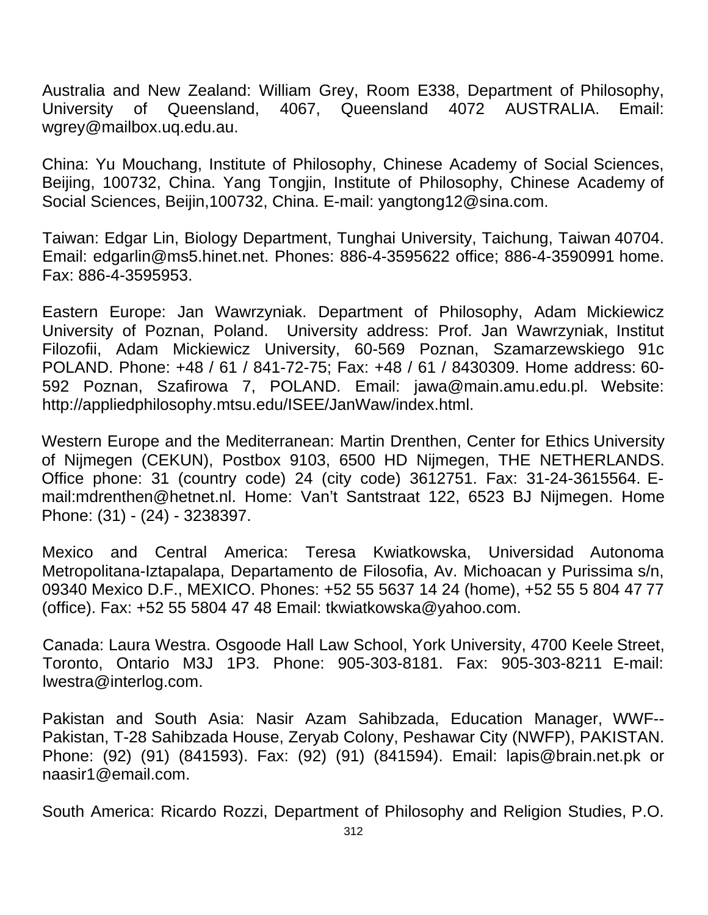Australia and New Zealand: William Grey, Room E338, Department of Philosophy, University of Queensland, 4067, Queensland 4072 AUSTRALIA. Email: wgrey@mailbox.uq.edu.au.

China: Yu Mouchang, Institute of Philosophy, Chinese Academy of Social Sciences, Beijing, 100732, China. Yang Tongjin, Institute of Philosophy, Chinese Academy of Social Sciences, Beijin,100732, China. E-mail: yangtong12@sina.com.

Taiwan: Edgar Lin, Biology Department, Tunghai University, Taichung, Taiwan 40704. Email: edgarlin@ms5.hinet.net. Phones: 886-4-3595622 office; 886-4-3590991 home. Fax: 886-4-3595953.

Eastern Europe: Jan Wawrzyniak. Department of Philosophy, Adam Mickiewicz University of Poznan, Poland. University address: Prof. Jan Wawrzyniak, Institut Filozofii, Adam Mickiewicz University, 60-569 Poznan, Szamarzewskiego 91c POLAND. Phone: +48 / 61 / 841-72-75; Fax: +48 / 61 / 8430309. Home address: 60-592 Poznan, Szafirowa 7, POLAND. Email: jawa@main.amu.edu.pl. Website: http://appliedphilosophy.mtsu.edu/ISEE/JanWaw/index.html.

Western Europe and the Mediterranean: Martin Drenthen, Center for Ethics University of Nijmegen (CEKUN), Postbox 9103, 6500 HD Nijmegen, THE NETHERLANDS. Office phone: 31 (country code) 24 (city code) 3612751. Fax: 31-24-3615564. E-mail:mdrenthen@hetnet.nl. Home: Van't Santstraat 122, 6523 BJ Nijmegen. Home Phone: (31) - (24) - 3238397.

Mexico and Central America: Teresa Kwiatkowska, Universidad Autonoma Metropolitana-Iztapalapa, Departamento de Filosofia, Av. Michoacan y Purissima s/n, 09340 Mexico D.F., MEXICO. Phones: +52 55 5637 14 24 (home), +52 55 5 804 47 77 (office). Fax: +52 55 5804 47 48 Email: tkwiatkowska@yahoo.com.

Canada: Laura Westra. Osgoode Hall Law School, York University, 4700 Keele Street, Toronto, Ontario M3J 1P3. Phone: 905-303-8181. Fax: 905-303-8211 E-mail: lwestra@interlog.com.

Pakistan and South Asia: Nasir Azam Sahibzada, Education Manager, WWF--Pakistan, T-28 Sahibzada House, Zeryab Colony, Peshawar City (NWFP), PAKISTAN. Phone: (92) (91) (841593). Fax: (92) (91) (841594). Email: lapis@brain.net.pk or naasir1@email.com.

South America: Ricardo Rozzi, Department of Philosophy and Religion Studies, P.O.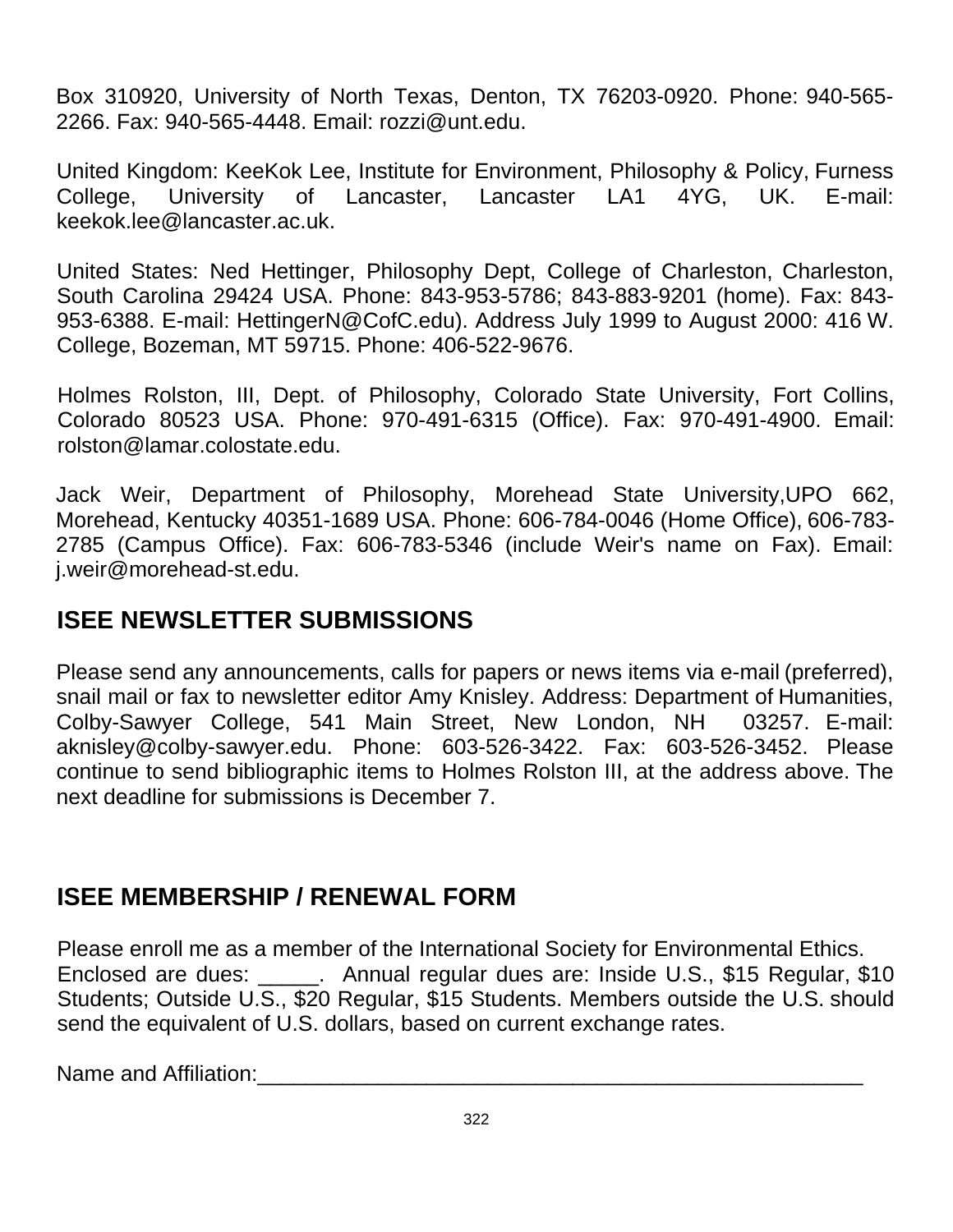Box 310920, University of North Texas, Denton, TX 76203-0920. Phone: 940-565-2266. Fax: 940-565-4448. Email: rozzi@unt.edu.

United Kingdom: KeeKok Lee, Institute for Environment, Philosophy & Policy, Furness College, University of Lancaster, Lancaster LA1 4YG, UK. E-mail: keekok.lee@lancaster.ac.uk.

United States: Ned Hettinger, Philosophy Dept, College of Charleston, Charleston, South Carolina 29424 USA. Phone: 843-953-5786; 843-883-9201 (home). Fax: 843-953-6388. E-mail: HettingerN@CofC.edu). Address July 1999 to August 2000: 416 W. College, Bozeman, MT 59715. Phone: 406-522-9676.

Holmes Rolston, III, Dept. of Philosophy, Colorado State University, Fort Collins, Colorado 80523 USA. Phone: 970-491-6315 (Office). Fax: 970-491-4900. Email: rolston@lamar.colostate.edu.

Jack Weir, Department of Philosophy, Morehead State University,UPO 662, Morehead, Kentucky 40351-1689 USA. Phone: 606-784-0046 (Home Office), 606-783-2785 (Campus Office). Fax: 606-783-5346 (include Weir's name on Fax). Email: j.weir@morehead-st.edu.

## ISEE NEWSLETTER SUBMISSIONS

Please send any announcements, calls for papers or news items via e-mail (preferred), snail mail or fax to newsletter editor Amy Knisley. Address: Department of Humanities, Colby-Sawyer College, 541 Main Street, New London, NH 03257. E-mail: aknisley@colby-sawyer.edu. Phone: 603-526-3422. Fax: 603-526-3452. Please continue to send bibliographic items to Holmes Rolston III, at the address above. The next deadline for submissions is December 7.

## ISEE MEMBERSHIP / RENEWAL FORM

Please enroll me as a member of the International Society for Environmental Ethics. Enclosed are dues: _____. Annual regular dues are: Inside U.S., $15 Regular, $10 Students; Outside U.S., $20 Regular, $15 Students. Members outside the U.S. should send the equivalent of U.S. dollars, based on current exchange rates.

Name and Affiliation:_____________________________________________________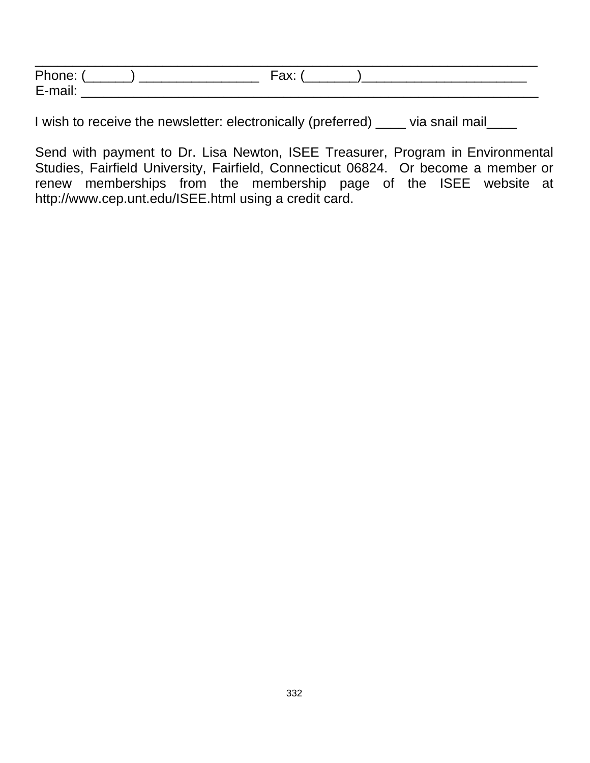___________________________________________________________________

Phone: (______) ________________ Fax: (_______)______________________

E-mail: _____________________________________________________________

I wish to receive the newsletter: electronically (preferred) ____ via snail mail____

Send with payment to Dr. Lisa Newton, ISEE Treasurer, Program in Environmental Studies, Fairfield University, Fairfield, Connecticut 06824. Or become a member or renew memberships from the membership page of the ISEE website at http://www.cep.unt.edu/ISEE.html using a credit card.